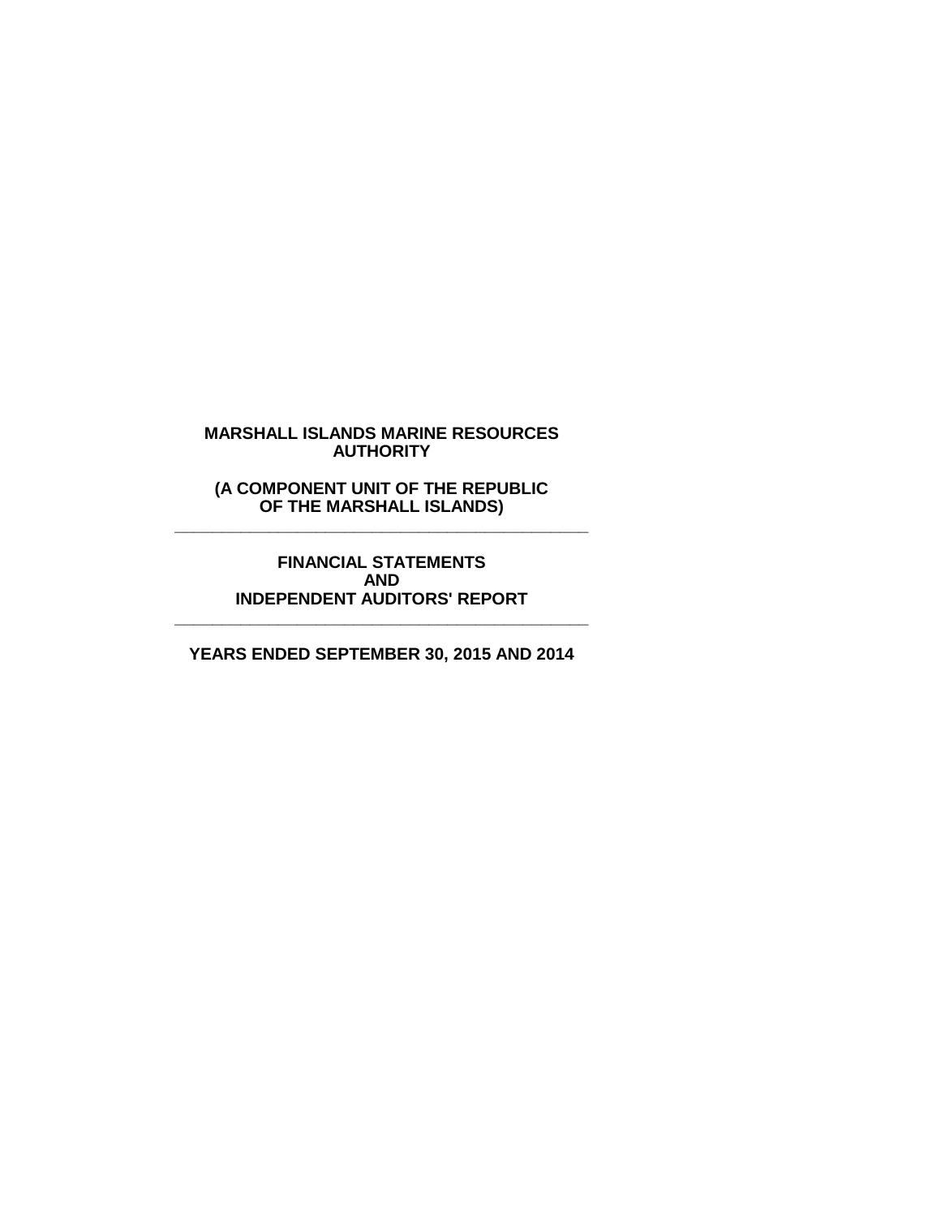# MARSHALL ISLANDS MARINE RESOURCES AUTHORITY

## (A COMPONENT UNIT OF THE REPUBLIC OF THE MARSHALL ISLANDS)

---

## FINANCIAL STATEMENTS AND INDEPENDENT AUDITORS' REPORT

---

## YEARS ENDED SEPTEMBER 30, 2015 AND 2014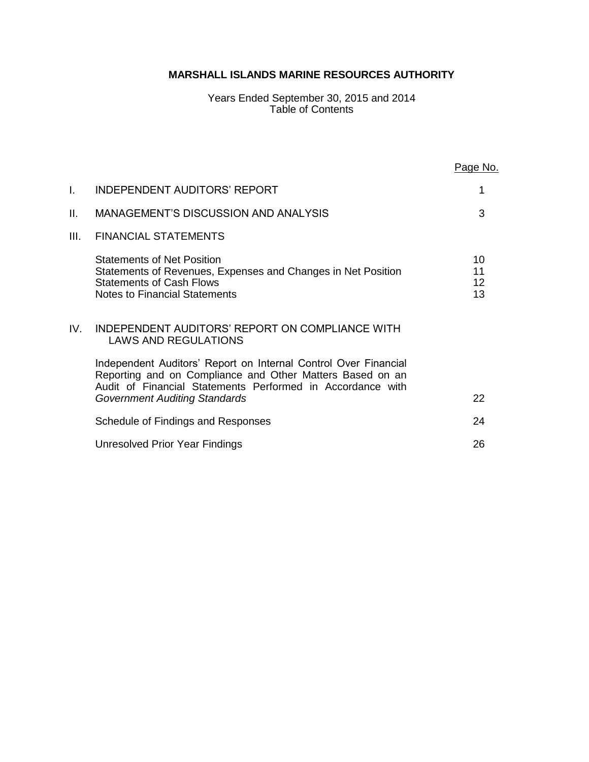**MARSHALL ISLANDS MARINE RESOURCES AUTHORITY**

Years Ended September 30, 2015 and 2014
Table of Contents

| | | Page No. |
|---|---|---|
| I. | INDEPENDENT AUDITORS' REPORT | 1 |
| II. | MANAGEMENT'S DISCUSSION AND ANALYSIS | 3 |
| III. | FINANCIAL STATEMENTS | |
| | Statements of Net Position | 10 |
| | Statements of Revenues, Expenses and Changes in Net Position | 11 |
| | Statements of Cash Flows | 12 |
| | Notes to Financial Statements | 13 |
| IV. | INDEPENDENT AUDITORS' REPORT ON COMPLIANCE WITH LAWS AND REGULATIONS | |
| | Independent Auditors' Report on Internal Control Over Financial Reporting and on Compliance and Other Matters Based on an Audit of Financial Statements Performed in Accordance with *Government Auditing Standards* | 22 |
| | Schedule of Findings and Responses | 24 |
| | Unresolved Prior Year Findings | 26 |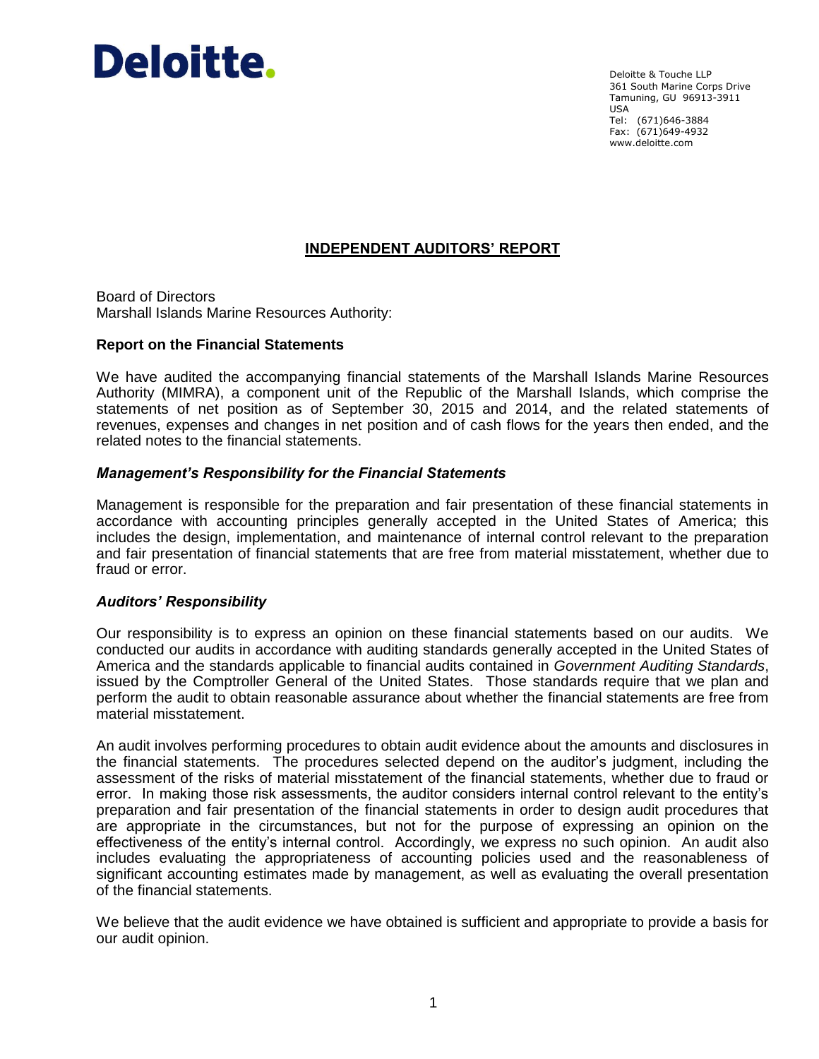Deloitte.

Deloitte & Touche LLP
361 South Marine Corps Drive
Tamuning, GU 96913-3911
USA
Tel: (671)646-3884
Fax: (671)649-4932
www.deloitte.com

## INDEPENDENT AUDITORS' REPORT

Board of Directors
Marshall Islands Marine Resources Authority:

### Report on the Financial Statements

We have audited the accompanying financial statements of the Marshall Islands Marine Resources Authority (MIMRA), a component unit of the Republic of the Marshall Islands, which comprise the statements of net position as of September 30, 2015 and 2014, and the related statements of revenues, expenses and changes in net position and of cash flows for the years then ended, and the related notes to the financial statements.

### *Management's Responsibility for the Financial Statements*

Management is responsible for the preparation and fair presentation of these financial statements in accordance with accounting principles generally accepted in the United States of America; this includes the design, implementation, and maintenance of internal control relevant to the preparation and fair presentation of financial statements that are free from material misstatement, whether due to fraud or error.

### *Auditors' Responsibility*

Our responsibility is to express an opinion on these financial statements based on our audits. We conducted our audits in accordance with auditing standards generally accepted in the United States of America and the standards applicable to financial audits contained in *Government Auditing Standards*, issued by the Comptroller General of the United States. Those standards require that we plan and perform the audit to obtain reasonable assurance about whether the financial statements are free from material misstatement.

An audit involves performing procedures to obtain audit evidence about the amounts and disclosures in the financial statements. The procedures selected depend on the auditor's judgment, including the assessment of the risks of material misstatement of the financial statements, whether due to fraud or error. In making those risk assessments, the auditor considers internal control relevant to the entity's preparation and fair presentation of the financial statements in order to design audit procedures that are appropriate in the circumstances, but not for the purpose of expressing an opinion on the effectiveness of the entity's internal control. Accordingly, we express no such opinion. An audit also includes evaluating the appropriateness of accounting policies used and the reasonableness of significant accounting estimates made by management, as well as evaluating the overall presentation of the financial statements.

We believe that the audit evidence we have obtained is sufficient and appropriate to provide a basis for our audit opinion.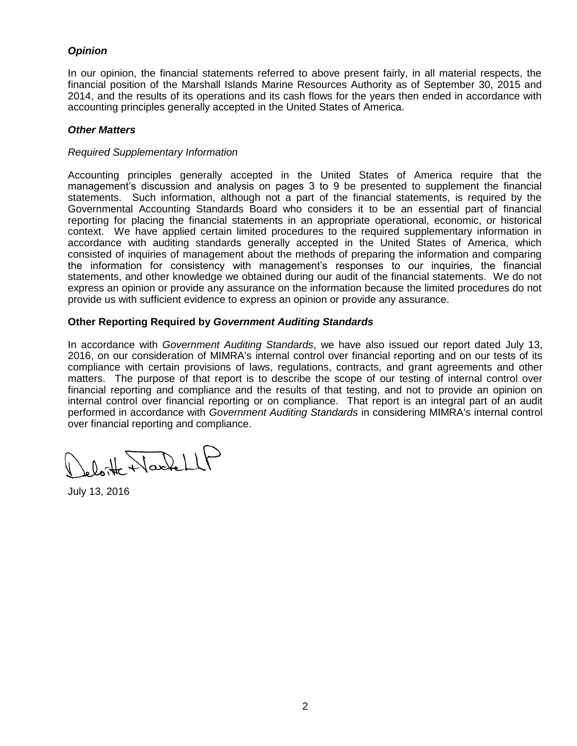### *Opinion*

In our opinion, the financial statements referred to above present fairly, in all material respects, the financial position of the Marshall Islands Marine Resources Authority as of September 30, 2015 and 2014, and the results of its operations and its cash flows for the years then ended in accordance with accounting principles generally accepted in the United States of America.

### *Other Matters*

*Required Supplementary Information*

Accounting principles generally accepted in the United States of America require that the management's discussion and analysis on pages 3 to 9 be presented to supplement the financial statements. Such information, although not a part of the financial statements, is required by the Governmental Accounting Standards Board who considers it to be an essential part of financial reporting for placing the financial statements in an appropriate operational, economic, or historical context. We have applied certain limited procedures to the required supplementary information in accordance with auditing standards generally accepted in the United States of America, which consisted of inquiries of management about the methods of preparing the information and comparing the information for consistency with management's responses to our inquiries, the financial statements, and other knowledge we obtained during our audit of the financial statements. We do not express an opinion or provide any assurance on the information because the limited procedures do not provide us with sufficient evidence to express an opinion or provide any assurance.

### Other Reporting Required by *Government Auditing Standards*

In accordance with *Government Auditing Standards*, we have also issued our report dated July 13, 2016, on our consideration of MIMRA's internal control over financial reporting and on our tests of its compliance with certain provisions of laws, regulations, contracts, and grant agreements and other matters. The purpose of that report is to describe the scope of our testing of internal control over financial reporting and compliance and the results of that testing, and not to provide an opinion on internal control over financial reporting or on compliance. That report is an integral part of an audit performed in accordance with *Government Auditing Standards* in considering MIMRA's internal control over financial reporting and compliance.

Deloitte & Touche LLP

July 13, 2016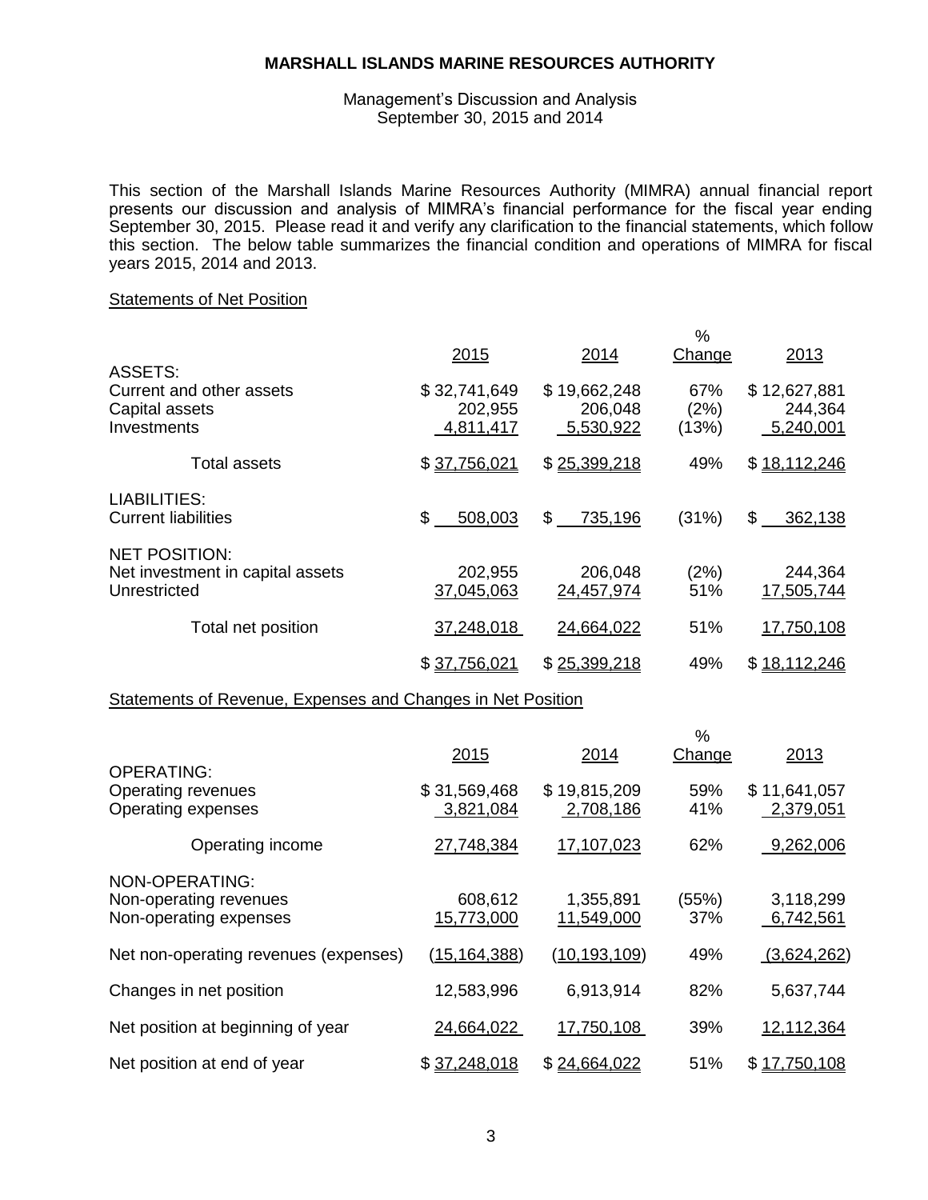**MARSHALL ISLANDS MARINE RESOURCES AUTHORITY**

Management's Discussion and Analysis
September 30, 2015 and 2014

This section of the Marshall Islands Marine Resources Authority (MIMRA) annual financial report presents our discussion and analysis of MIMRA's financial performance for the fiscal year ending September 30, 2015. Please read it and verify any clarification to the financial statements, which follow this section. The below table summarizes the financial condition and operations of MIMRA for fiscal years 2015, 2014 and 2013.

Statements of Net Position

| | 2015 | 2014 | % Change | 2013 |
|---|---|---|---|---|
| ASSETS: | | | | |
| Current and other assets | $ 32,741,649 | $ 19,662,248 | 67% | $ 12,627,881 |
| Capital assets | 202,955 | 206,048 | (2%) | 244,364 |
| Investments | 4,811,417 | 5,530,922 | (13%) | 5,240,001 |
| Total assets | $ 37,756,021 | $ 25,399,218 | 49% | $ 18,112,246 |
| LIABILITIES: | | | | |
| Current liabilities | $ 508,003 | $ 735,196 | (31%) | $ 362,138 |
| NET POSITION: | | | | |
| Net investment in capital assets | 202,955 | 206,048 | (2%) | 244,364 |
| Unrestricted | 37,045,063 | 24,457,974 | 51% | 17,505,744 |
| Total net position | 37,248,018 | 24,664,022 | 51% | 17,750,108 |
| | $ 37,756,021 | $ 25,399,218 | 49% | $ 18,112,246 |

Statements of Revenue, Expenses and Changes in Net Position

| | 2015 | 2014 | % Change | 2013 |
|---|---|---|---|---|
| OPERATING: | | | | |
| Operating revenues | $ 31,569,468 | $ 19,815,209 | 59% | $ 11,641,057 |
| Operating expenses | 3,821,084 | 2,708,186 | 41% | 2,379,051 |
| Operating income | 27,748,384 | 17,107,023 | 62% | 9,262,006 |
| NON-OPERATING: | | | | |
| Non-operating revenues | 608,612 | 1,355,891 | (55%) | 3,118,299 |
| Non-operating expenses | 15,773,000 | 11,549,000 | 37% | 6,742,561 |
| Net non-operating revenues (expenses) | (15,164,388) | (10,193,109) | 49% | (3,624,262) |
| Changes in net position | 12,583,996 | 6,913,914 | 82% | 5,637,744 |
| Net position at beginning of year | 24,664,022 | 17,750,108 | 39% | 12,112,364 |
| Net position at end of year | $ 37,248,018 | $ 24,664,022 | 51% | $ 17,750,108 |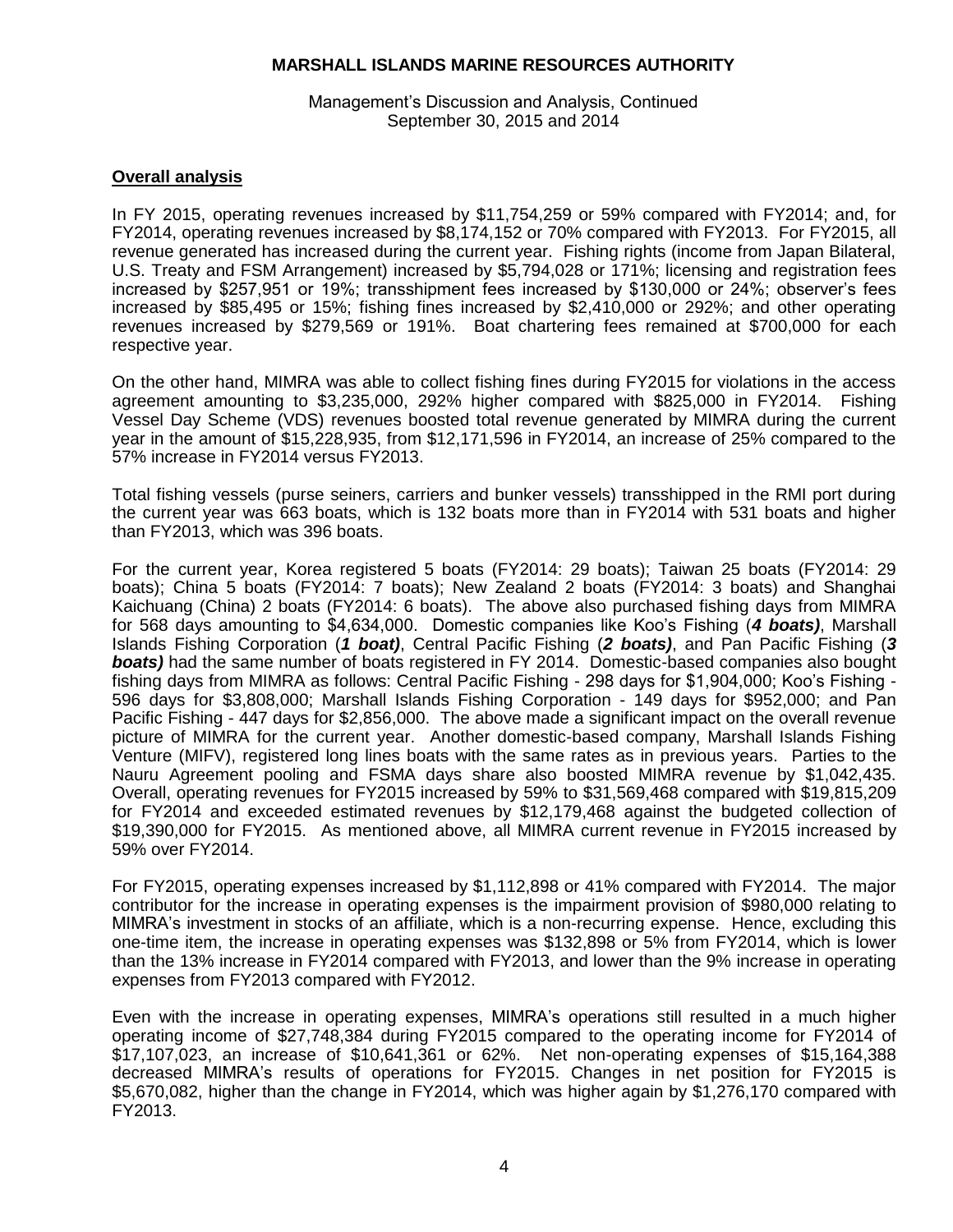**MARSHALL ISLANDS MARINE RESOURCES AUTHORITY**

Management's Discussion and Analysis, Continued
September 30, 2015 and 2014

**Overall analysis**

In FY 2015, operating revenues increased by $11,754,259 or 59% compared with FY2014; and, for FY2014, operating revenues increased by $8,174,152 or 70% compared with FY2013. For FY2015, all revenue generated has increased during the current year. Fishing rights (income from Japan Bilateral, U.S. Treaty and FSM Arrangement) increased by $5,794,028 or 171%; licensing and registration fees increased by $257,951 or 19%; transshipment fees increased by $130,000 or 24%; observer's fees increased by $85,495 or 15%; fishing fines increased by $2,410,000 or 292%; and other operating revenues increased by $279,569 or 191%. Boat chartering fees remained at $700,000 for each respective year.

On the other hand, MIMRA was able to collect fishing fines during FY2015 for violations in the access agreement amounting to $3,235,000, 292% higher compared with $825,000 in FY2014. Fishing Vessel Day Scheme (VDS) revenues boosted total revenue generated by MIMRA during the current year in the amount of $15,228,935, from $12,171,596 in FY2014, an increase of 25% compared to the 57% increase in FY2014 versus FY2013.

Total fishing vessels (purse seiners, carriers and bunker vessels) transshipped in the RMI port during the current year was 663 boats, which is 132 boats more than in FY2014 with 531 boats and higher than FY2013, which was 396 boats.

For the current year, Korea registered 5 boats (FY2014: 29 boats); Taiwan 25 boats (FY2014: 29 boats); China 5 boats (FY2014: 7 boats); New Zealand 2 boats (FY2014: 3 boats) and Shanghai Kaichuang (China) 2 boats (FY2014: 6 boats). The above also purchased fishing days from MIMRA for 568 days amounting to $4,634,000. Domestic companies like Koo's Fishing (***4 boats)***, Marshall Islands Fishing Corporation (***1 boat)***, Central Pacific Fishing (***2 boats)***, and Pan Pacific Fishing (***3 boats)*** had the same number of boats registered in FY 2014. Domestic-based companies also bought fishing days from MIMRA as follows: Central Pacific Fishing - 298 days for $1,904,000; Koo's Fishing - 596 days for $3,808,000; Marshall Islands Fishing Corporation - 149 days for $952,000; and Pan Pacific Fishing - 447 days for $2,856,000. The above made a significant impact on the overall revenue picture of MIMRA for the current year. Another domestic-based company, Marshall Islands Fishing Venture (MIFV), registered long lines boats with the same rates as in previous years. Parties to the Nauru Agreement pooling and FSMA days share also boosted MIMRA revenue by $1,042,435. Overall, operating revenues for FY2015 increased by 59% to $31,569,468 compared with $19,815,209 for FY2014 and exceeded estimated revenues by $12,179,468 against the budgeted collection of $19,390,000 for FY2015. As mentioned above, all MIMRA current revenue in FY2015 increased by 59% over FY2014.

For FY2015, operating expenses increased by $1,112,898 or 41% compared with FY2014. The major contributor for the increase in operating expenses is the impairment provision of $980,000 relating to MIMRA's investment in stocks of an affiliate, which is a non-recurring expense. Hence, excluding this one-time item, the increase in operating expenses was $132,898 or 5% from FY2014, which is lower than the 13% increase in FY2014 compared with FY2013, and lower than the 9% increase in operating expenses from FY2013 compared with FY2012.

Even with the increase in operating expenses, MIMRA's operations still resulted in a much higher operating income of $27,748,384 during FY2015 compared to the operating income for FY2014 of $17,107,023, an increase of $10,641,361 or 62%. Net non-operating expenses of $15,164,388 decreased MIMRA's results of operations for FY2015. Changes in net position for FY2015 is $5,670,082, higher than the change in FY2014, which was higher again by $1,276,170 compared with FY2013.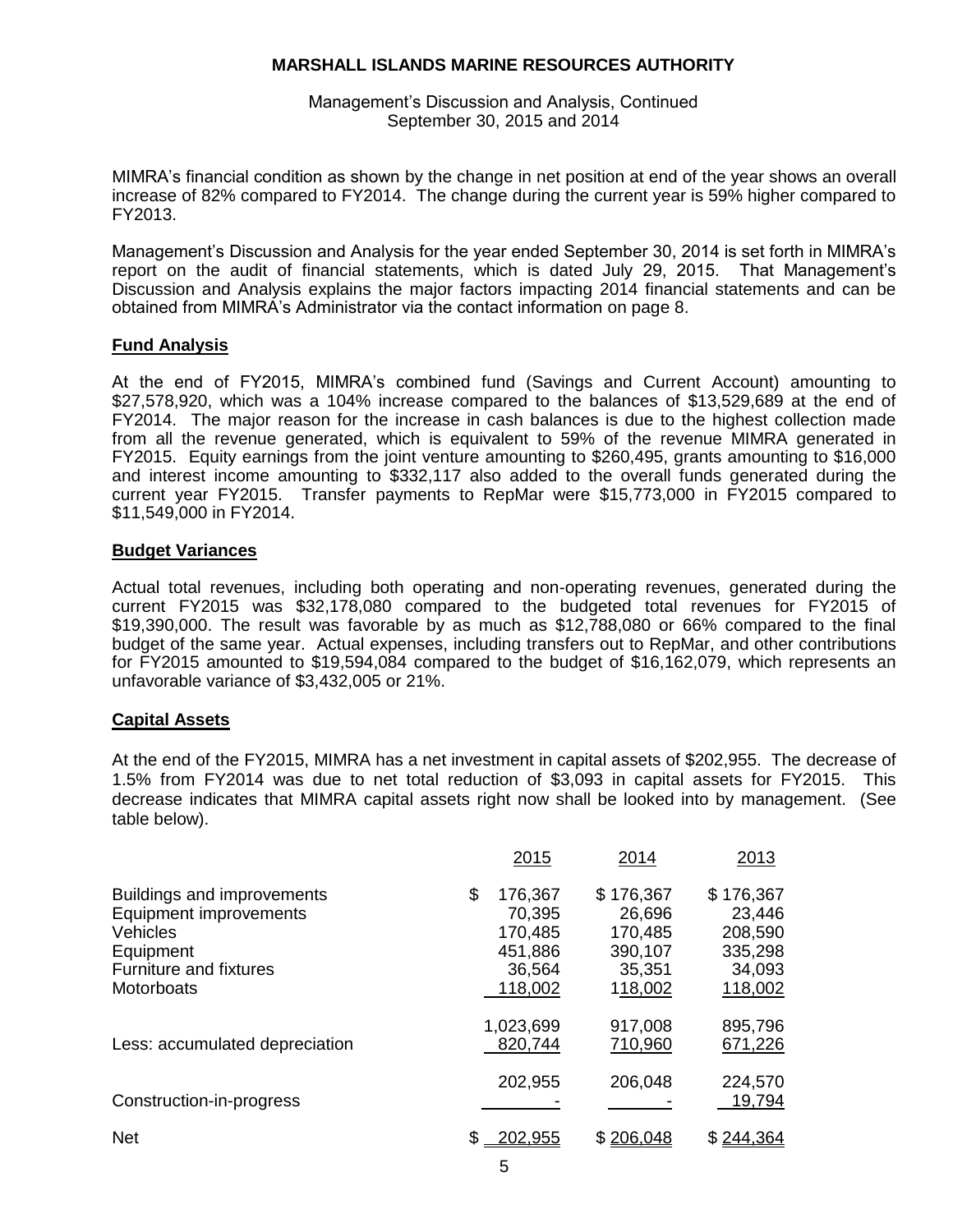**MARSHALL ISLANDS MARINE RESOURCES AUTHORITY**

Management's Discussion and Analysis, Continued
September 30, 2015 and 2014

MIMRA's financial condition as shown by the change in net position at end of the year shows an overall increase of 82% compared to FY2014. The change during the current year is 59% higher compared to FY2013.

Management's Discussion and Analysis for the year ended September 30, 2014 is set forth in MIMRA's report on the audit of financial statements, which is dated July 29, 2015. That Management's Discussion and Analysis explains the major factors impacting 2014 financial statements and can be obtained from MIMRA's Administrator via the contact information on page 8.

## Fund Analysis

At the end of FY2015, MIMRA's combined fund (Savings and Current Account) amounting to $27,578,920, which was a 104% increase compared to the balances of $13,529,689 at the end of FY2014. The major reason for the increase in cash balances is due to the highest collection made from all the revenue generated, which is equivalent to 59% of the revenue MIMRA generated in FY2015. Equity earnings from the joint venture amounting to $260,495, grants amounting to $16,000 and interest income amounting to $332,117 also added to the overall funds generated during the current year FY2015. Transfer payments to RepMar were $15,773,000 in FY2015 compared to $11,549,000 in FY2014.

## Budget Variances

Actual total revenues, including both operating and non-operating revenues, generated during the current FY2015 was $32,178,080 compared to the budgeted total revenues for FY2015 of $19,390,000. The result was favorable by as much as $12,788,080 or 66% compared to the final budget of the same year. Actual expenses, including transfers out to RepMar, and other contributions for FY2015 amounted to $19,594,084 compared to the budget of $16,162,079, which represents an unfavorable variance of $3,432,005 or 21%.

## Capital Assets

At the end of the FY2015, MIMRA has a net investment in capital assets of $202,955. The decrease of 1.5% from FY2014 was due to net total reduction of $3,093 in capital assets for FY2015. This decrease indicates that MIMRA capital assets right now shall be looked into by management. (See table below).

| | 2015 | 2014 | 2013 |
|---|---|---|---|
| Buildings and improvements | $ 176,367 | $ 176,367 | $ 176,367 |
| Equipment improvements | 70,395 | 26,696 | 23,446 |
| Vehicles | 170,485 | 170,485 | 208,590 |
| Equipment | 451,886 | 390,107 | 335,298 |
| Furniture and fixtures | 36,564 | 35,351 | 34,093 |
| Motorboats | 118,002 | 118,002 | 118,002 |
| | 1,023,699 | 917,008 | 895,796 |
| Less: accumulated depreciation | 820,744 | 710,960 | 671,226 |
| | 202,955 | 206,048 | 224,570 |
| Construction-in-progress | - | - | 19,794 |
| Net | $ 202,955 | $ 206,048 | $ 244,364 |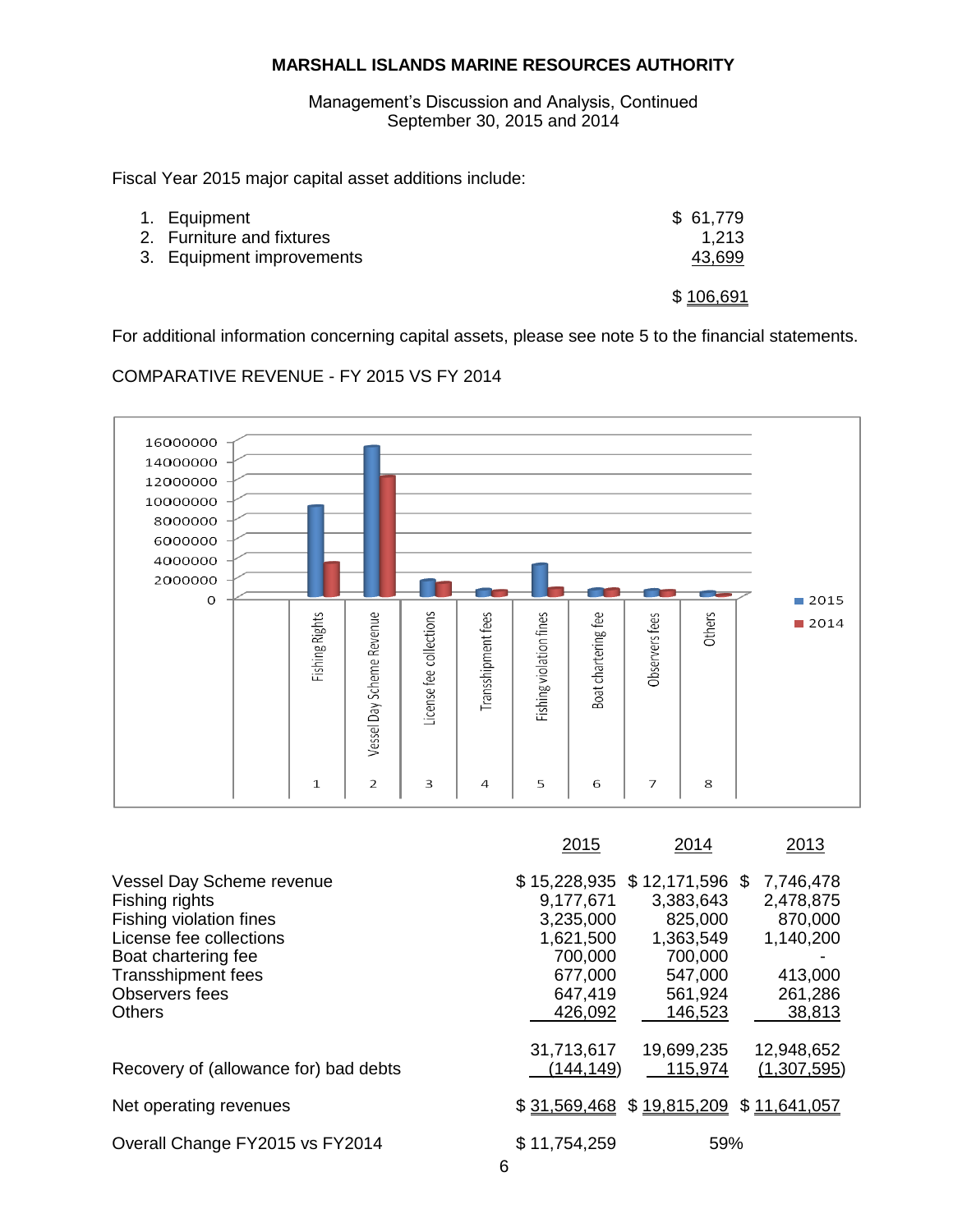**MARSHALL ISLANDS MARINE RESOURCES AUTHORITY**

Management's Discussion and Analysis, Continued
September 30, 2015 and 2014

Fiscal Year 2015 major capital asset additions include:

| | |
|---|---|
| 1. Equipment | $ 61,779 |
| 2. Furniture and fixtures | 1,213 |
| 3. Equipment improvements | 43,699 |
| | $ 106,691 |

For additional information concerning capital assets, please see note 5 to the financial statements.

COMPARATIVE REVENUE - FY 2015 VS FY 2014

| | 2015 | 2014 | 2013 |
|---|---|---|---|
| Vessel Day Scheme revenue | $ 15,228,935 | $ 12,171,596 | $ 7,746,478 |
| Fishing rights | 9,177,671 | 3,383,643 | 2,478,875 |
| Fishing violation fines | 3,235,000 | 825,000 | 870,000 |
| License fee collections | 1,621,500 | 1,363,549 | 1,140,200 |
| Boat chartering fee | 700,000 | 700,000 | - |
| Transshipment fees | 677,000 | 547,000 | 413,000 |
| Observers fees | 647,419 | 561,924 | 261,286 |
| Others | 426,092 | 146,523 | 38,813 |
| | 31,713,617 | 19,699,235 | 12,948,652 |
| Recovery of (allowance for) bad debts | (144,149) | 115,974 | (1,307,595) |
| Net operating revenues | $ 31,569,468 | $ 19,815,209 | $ 11,641,057 |
| Overall Change FY2015 vs FY2014 | $ 11,754,259 | 59% | |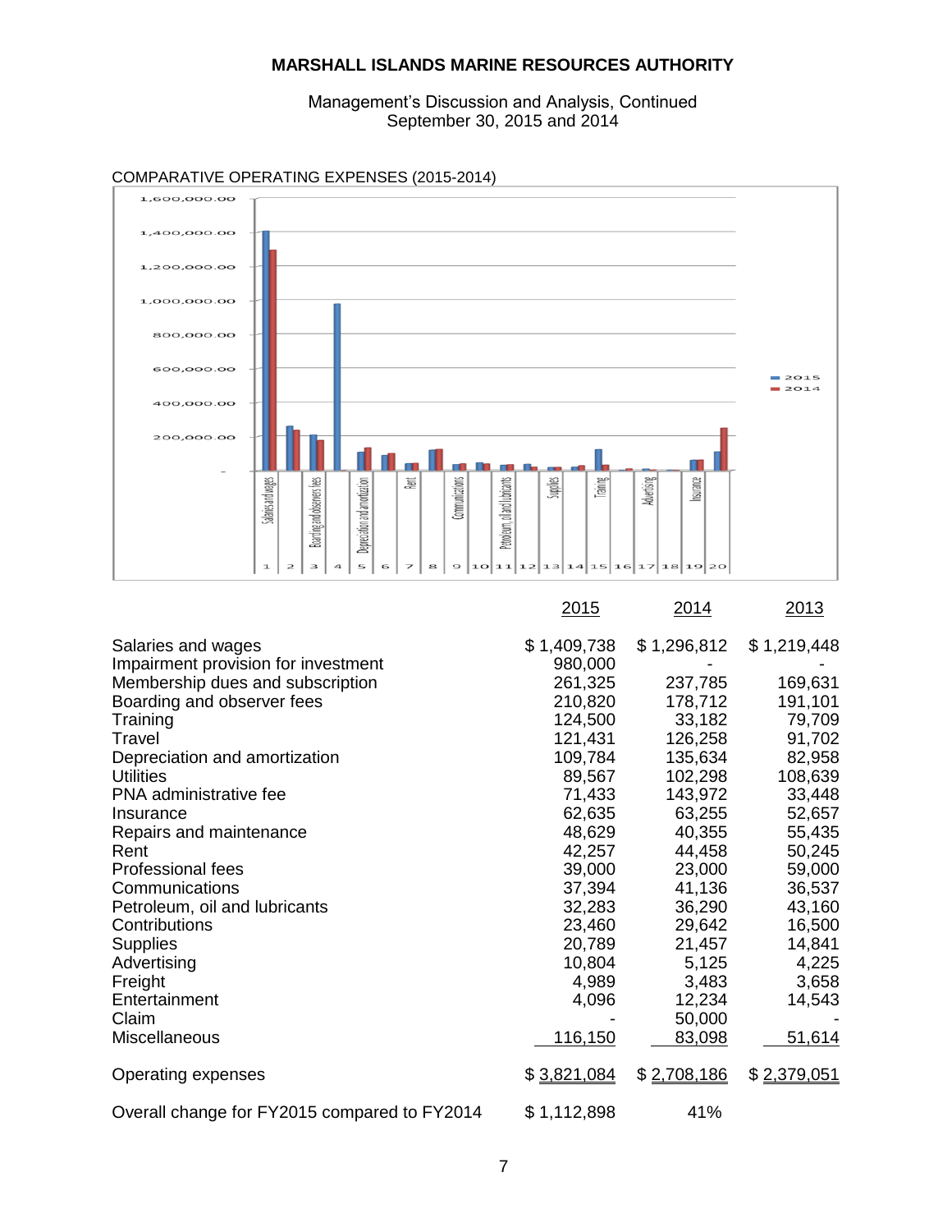**MARSHALL ISLANDS MARINE RESOURCES AUTHORITY**

Management's Discussion and Analysis, Continued
September 30, 2015 and 2014

COMPARATIVE OPERATING EXPENSES (2015-2014)

| | 2015 | 2014 | 2013 |
|---|---|---|---|
| Salaries and wages | $ 1,409,738 | $ 1,296,812 | $ 1,219,448 |
| Impairment provision for investment | 980,000 | - | - |
| Membership dues and subscription | 261,325 | 237,785 | 169,631 |
| Boarding and observer fees | 210,820 | 178,712 | 191,101 |
| Training | 124,500 | 33,182 | 79,709 |
| Travel | 121,431 | 126,258 | 91,702 |
| Depreciation and amortization | 109,784 | 135,634 | 82,958 |
| Utilities | 89,567 | 102,298 | 108,639 |
| PNA administrative fee | 71,433 | 143,972 | 33,448 |
| Insurance | 62,635 | 63,255 | 52,657 |
| Repairs and maintenance | 48,629 | 40,355 | 55,435 |
| Rent | 42,257 | 44,458 | 50,245 |
| Professional fees | 39,000 | 23,000 | 59,000 |
| Communications | 37,394 | 41,136 | 36,537 |
| Petroleum, oil and lubricants | 32,283 | 36,290 | 43,160 |
| Contributions | 23,460 | 29,642 | 16,500 |
| Supplies | 20,789 | 21,457 | 14,841 |
| Advertising | 10,804 | 5,125 | 4,225 |
| Freight | 4,989 | 3,483 | 3,658 |
| Entertainment | 4,096 | 12,234 | 14,543 |
| Claim | - | 50,000 | - |
| Miscellaneous | 116,150 | 83,098 | 51,614 |
| Operating expenses | $ 3,821,084 | $ 2,708,186 | $ 2,379,051 |
| Overall change for FY2015 compared to FY2014 | $ 1,112,898 | 41% | |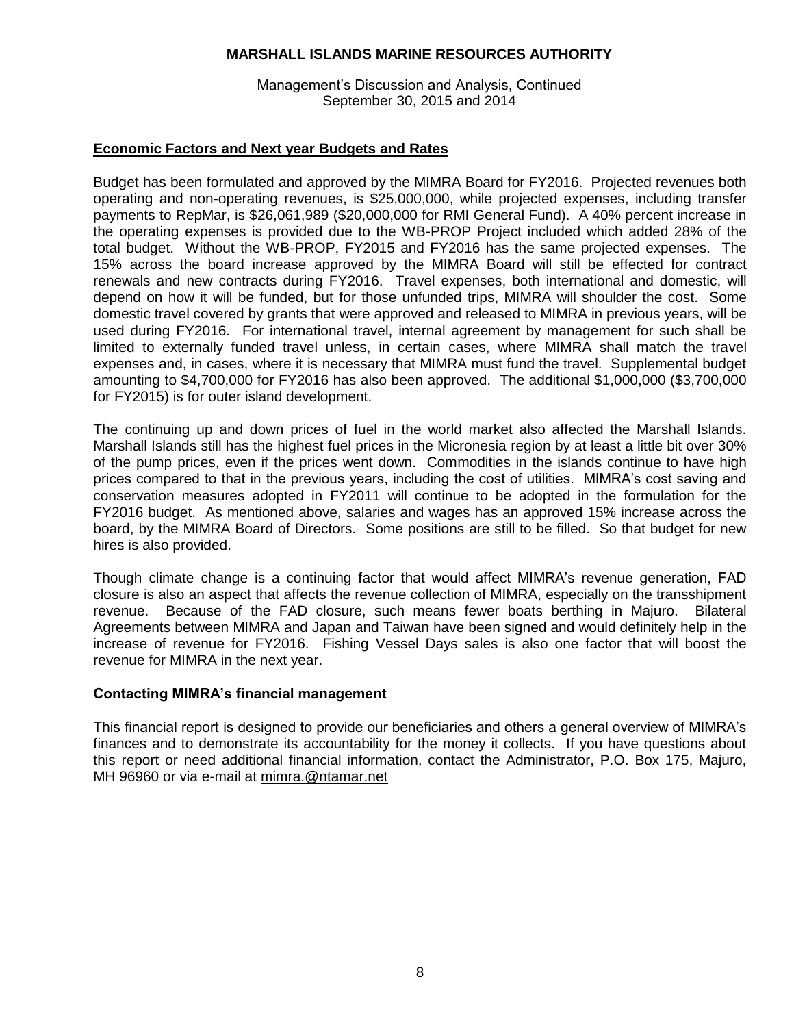**MARSHALL ISLANDS MARINE RESOURCES AUTHORITY**

Management's Discussion and Analysis, Continued
September 30, 2015 and 2014

## Economic Factors and Next year Budgets and Rates

Budget has been formulated and approved by the MIMRA Board for FY2016. Projected revenues both operating and non-operating revenues, is $25,000,000, while projected expenses, including transfer payments to RepMar, is $26,061,989 ($20,000,000 for RMI General Fund). A 40% percent increase in the operating expenses is provided due to the WB-PROP Project included which added 28% of the total budget. Without the WB-PROP, FY2015 and FY2016 has the same projected expenses. The 15% across the board increase approved by the MIMRA Board will still be effected for contract renewals and new contracts during FY2016. Travel expenses, both international and domestic, will depend on how it will be funded, but for those unfunded trips, MIMRA will shoulder the cost. Some domestic travel covered by grants that were approved and released to MIMRA in previous years, will be used during FY2016. For international travel, internal agreement by management for such shall be limited to externally funded travel unless, in certain cases, where MIMRA shall match the travel expenses and, in cases, where it is necessary that MIMRA must fund the travel. Supplemental budget amounting to $4,700,000 for FY2016 has also been approved. The additional $1,000,000 ($3,700,000 for FY2015) is for outer island development.

The continuing up and down prices of fuel in the world market also affected the Marshall Islands. Marshall Islands still has the highest fuel prices in the Micronesia region by at least a little bit over 30% of the pump prices, even if the prices went down. Commodities in the islands continue to have high prices compared to that in the previous years, including the cost of utilities. MIMRA's cost saving and conservation measures adopted in FY2011 will continue to be adopted in the formulation for the FY2016 budget. As mentioned above, salaries and wages has an approved 15% increase across the board, by the MIMRA Board of Directors. Some positions are still to be filled. So that budget for new hires is also provided.

Though climate change is a continuing factor that would affect MIMRA's revenue generation, FAD closure is also an aspect that affects the revenue collection of MIMRA, especially on the transshipment revenue. Because of the FAD closure, such means fewer boats berthing in Majuro. Bilateral Agreements between MIMRA and Japan and Taiwan have been signed and would definitely help in the increase of revenue for FY2016. Fishing Vessel Days sales is also one factor that will boost the revenue for MIMRA in the next year.

## Contacting MIMRA's financial management

This financial report is designed to provide our beneficiaries and others a general overview of MIMRA's finances and to demonstrate its accountability for the money it collects. If you have questions about this report or need additional financial information, contact the Administrator, P.O. Box 175, Majuro, MH 96960 or via e-mail at mimra.@ntamar.net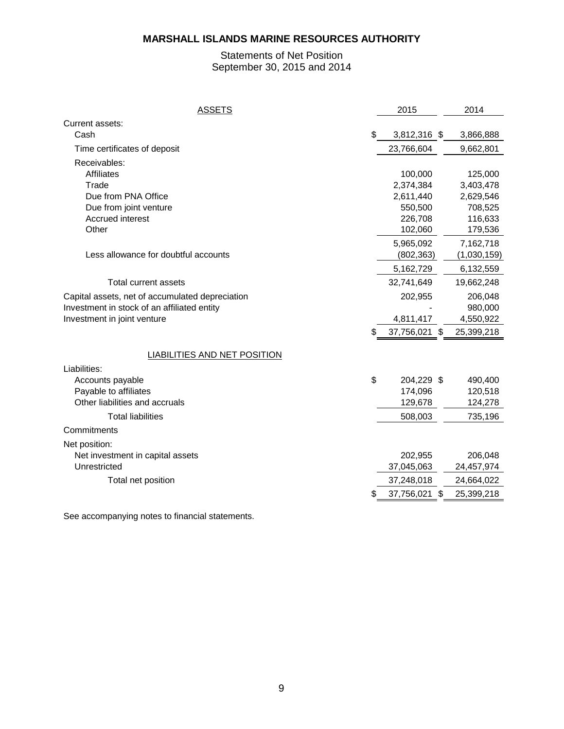# MARSHALL ISLANDS MARINE RESOURCES AUTHORITY

## Statements of Net Position
## September 30, 2015 and 2014

| ASSETS | 2015 | 2014 |
|---|---|---|
| Current assets: | | |
| Cash | $ 3,812,316 | $ 3,866,888 |
| Time certificates of deposit | 23,766,604 | 9,662,801 |
| Receivables: | | |
| Affiliates | 100,000 | 125,000 |
| Trade | 2,374,384 | 3,403,478 |
| Due from PNA Office | 2,611,440 | 2,629,546 |
| Due from joint venture | 550,500 | 708,525 |
| Accrued interest | 226,708 | 116,633 |
| Other | 102,060 | 179,536 |
| | 5,965,092 | 7,162,718 |
| Less allowance for doubtful accounts | (802,363) | (1,030,159) |
| | 5,162,729 | 6,132,559 |
| Total current assets | 32,741,649 | 19,662,248 |
| Capital assets, net of accumulated depreciation | 202,955 | 206,048 |
| Investment in stock of an affiliated entity | - | 980,000 |
| Investment in joint venture | 4,811,417 | 4,550,922 |
| | $ 37,756,021 | $ 25,399,218 |
| **LIABILITIES AND NET POSITION** | | |
| Liabilities: | | |
| Accounts payable | $ 204,229 | $ 490,400 |
| Payable to affiliates | 174,096 | 120,518 |
| Other liabilities and accruals | 129,678 | 124,278 |
| Total liabilities | 508,003 | 735,196 |
| Commitments | | |
| Net position: | | |
| Net investment in capital assets | 202,955 | 206,048 |
| Unrestricted | 37,045,063 | 24,457,974 |
| Total net position | 37,248,018 | 24,664,022 |
| | $ 37,756,021 | $ 25,399,218 |

See accompanying notes to financial statements.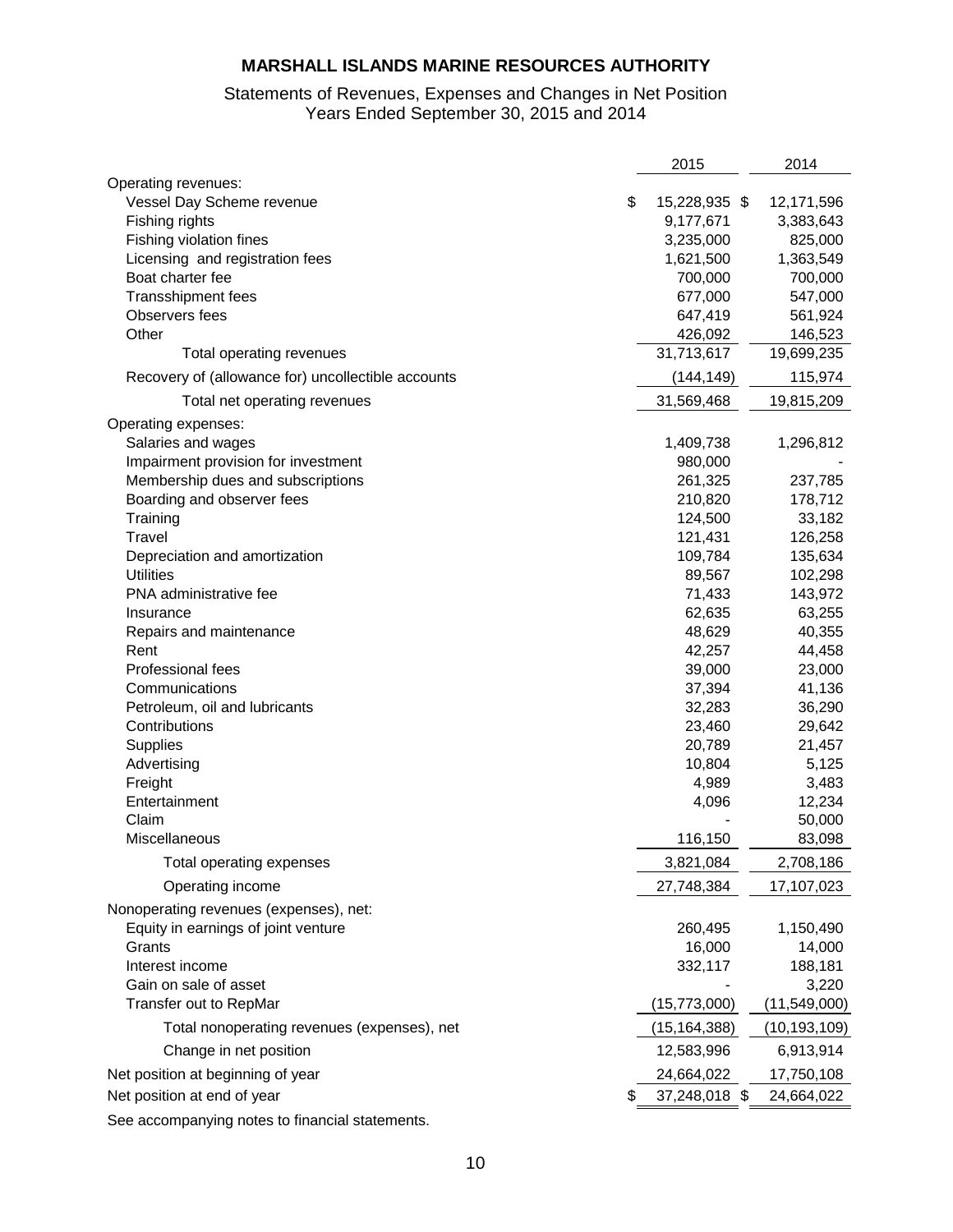# MARSHALL ISLANDS MARINE RESOURCES AUTHORITY

Statements of Revenues, Expenses and Changes in Net Position
Years Ended September 30, 2015 and 2014

| | 2015 | 2014 |
|---|---|---|
| Operating revenues: | | |
| Vessel Day Scheme revenue | $ 15,228,935 | $ 12,171,596 |
| Fishing rights | 9,177,671 | 3,383,643 |
| Fishing violation fines | 3,235,000 | 825,000 |
| Licensing and registration fees | 1,621,500 | 1,363,549 |
| Boat charter fee | 700,000 | 700,000 |
| Transshipment fees | 677,000 | 547,000 |
| Observers fees | 647,419 | 561,924 |
| Other | 426,092 | 146,523 |
| Total operating revenues | 31,713,617 | 19,699,235 |
| Recovery of (allowance for) uncollectible accounts | (144,149) | 115,974 |
| Total net operating revenues | 31,569,468 | 19,815,209 |
| Operating expenses: | | |
| Salaries and wages | 1,409,738 | 1,296,812 |
| Impairment provision for investment | 980,000 | - |
| Membership dues and subscriptions | 261,325 | 237,785 |
| Boarding and observer fees | 210,820 | 178,712 |
| Training | 124,500 | 33,182 |
| Travel | 121,431 | 126,258 |
| Depreciation and amortization | 109,784 | 135,634 |
| Utilities | 89,567 | 102,298 |
| PNA administrative fee | 71,433 | 143,972 |
| Insurance | 62,635 | 63,255 |
| Repairs and maintenance | 48,629 | 40,355 |
| Rent | 42,257 | 44,458 |
| Professional fees | 39,000 | 23,000 |
| Communications | 37,394 | 41,136 |
| Petroleum, oil and lubricants | 32,283 | 36,290 |
| Contributions | 23,460 | 29,642 |
| Supplies | 20,789 | 21,457 |
| Advertising | 10,804 | 5,125 |
| Freight | 4,989 | 3,483 |
| Entertainment | 4,096 | 12,234 |
| Claim | - | 50,000 |
| Miscellaneous | 116,150 | 83,098 |
| Total operating expenses | 3,821,084 | 2,708,186 |
| Operating income | 27,748,384 | 17,107,023 |
| Nonoperating revenues (expenses), net: | | |
| Equity in earnings of joint venture | 260,495 | 1,150,490 |
| Grants | 16,000 | 14,000 |
| Interest income | 332,117 | 188,181 |
| Gain on sale of asset | - | 3,220 |
| Transfer out to RepMar | (15,773,000) | (11,549,000) |
| Total nonoperating revenues (expenses), net | (15,164,388) | (10,193,109) |
| Change in net position | 12,583,996 | 6,913,914 |
| Net position at beginning of year | 24,664,022 | 17,750,108 |
| Net position at end of year | $ 37,248,018 | $ 24,664,022 |

See accompanying notes to financial statements.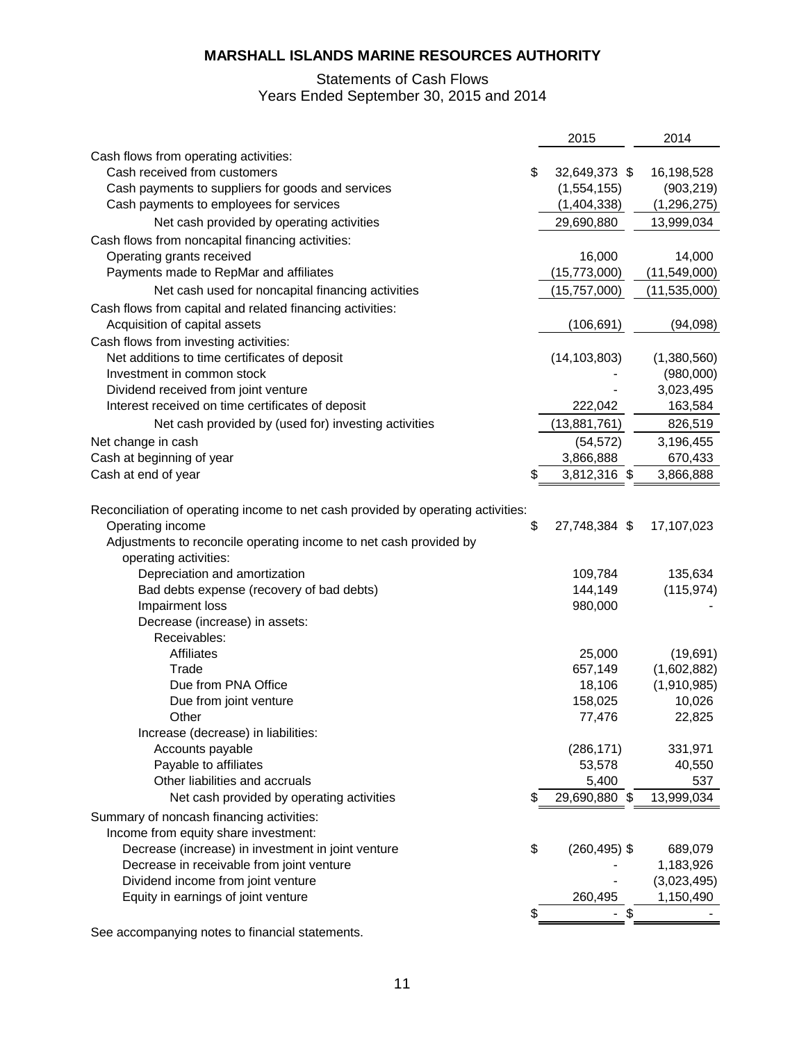# MARSHALL ISLANDS MARINE RESOURCES AUTHORITY

## Statements of Cash Flows
## Years Ended September 30, 2015 and 2014

| | 2015 | 2014 |
|---|---|---|
| Cash flows from operating activities: | | |
| Cash received from customers | $ 32,649,373 | $ 16,198,528 |
| Cash payments to suppliers for goods and services | (1,554,155) | (903,219) |
| Cash payments to employees for services | (1,404,338) | (1,296,275) |
| Net cash provided by operating activities | 29,690,880 | 13,999,034 |
| Cash flows from noncapital financing activities: | | |
| Operating grants received | 16,000 | 14,000 |
| Payments made to RepMar and affiliates | (15,773,000) | (11,549,000) |
| Net cash used for noncapital financing activities | (15,757,000) | (11,535,000) |
| Cash flows from capital and related financing activities: | | |
| Acquisition of capital assets | (106,691) | (94,098) |
| Cash flows from investing activities: | | |
| Net additions to time certificates of deposit | (14,103,803) | (1,380,560) |
| Investment in common stock | - | (980,000) |
| Dividend received from joint venture | - | 3,023,495 |
| Interest received on time certificates of deposit | 222,042 | 163,584 |
| Net cash provided by (used for) investing activities | (13,881,761) | 826,519 |
| Net change in cash | (54,572) | 3,196,455 |
| Cash at beginning of year | 3,866,888 | 670,433 |
| Cash at end of year | $ 3,812,316 | $ 3,866,888 |
| | | |
| Reconciliation of operating income to net cash provided by operating activities: | | |
| Operating income | $ 27,748,384 | $ 17,107,023 |
| Adjustments to reconcile operating income to net cash provided by operating activities: | | |
| Depreciation and amortization | 109,784 | 135,634 |
| Bad debts expense (recovery of bad debts) | 144,149 | (115,974) |
| Impairment loss | 980,000 | - |
| Decrease (increase) in assets: | | |
| Receivables: | | |
| Affiliates | 25,000 | (19,691) |
| Trade | 657,149 | (1,602,882) |
| Due from PNA Office | 18,106 | (1,910,985) |
| Due from joint venture | 158,025 | 10,026 |
| Other | 77,476 | 22,825 |
| Increase (decrease) in liabilities: | | |
| Accounts payable | (286,171) | 331,971 |
| Payable to affiliates | 53,578 | 40,550 |
| Other liabilities and accruals | 5,400 | 537 |
| Net cash provided by operating activities | $ 29,690,880 | $ 13,999,034 |
| Summary of noncash financing activities: | | |
| Income from equity share investment: | | |
| Decrease (increase) in investment in joint venture | $ (260,495) | $ 689,079 |
| Decrease in receivable from joint venture | - | 1,183,926 |
| Dividend income from joint venture | - | (3,023,495) |
| Equity in earnings of joint venture | 260,495 | 1,150,490 |
| | $ - | $ - |

See accompanying notes to financial statements.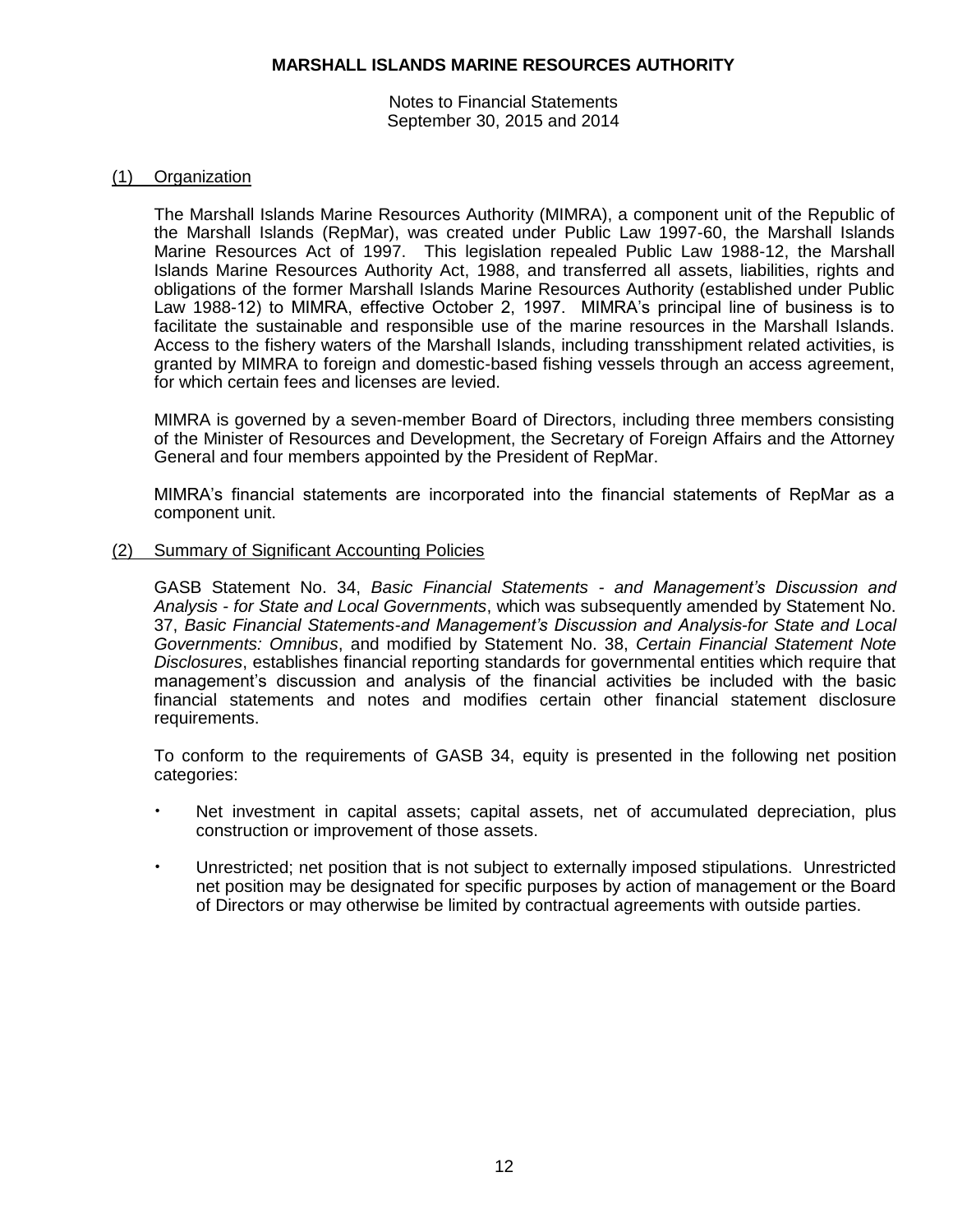# MARSHALL ISLANDS MARINE RESOURCES AUTHORITY

Notes to Financial Statements
September 30, 2015 and 2014

## (1) Organization

The Marshall Islands Marine Resources Authority (MIMRA), a component unit of the Republic of the Marshall Islands (RepMar), was created under Public Law 1997-60, the Marshall Islands Marine Resources Act of 1997. This legislation repealed Public Law 1988-12, the Marshall Islands Marine Resources Authority Act, 1988, and transferred all assets, liabilities, rights and obligations of the former Marshall Islands Marine Resources Authority (established under Public Law 1988-12) to MIMRA, effective October 2, 1997. MIMRA's principal line of business is to facilitate the sustainable and responsible use of the marine resources in the Marshall Islands. Access to the fishery waters of the Marshall Islands, including transshipment related activities, is granted by MIMRA to foreign and domestic-based fishing vessels through an access agreement, for which certain fees and licenses are levied.

MIMRA is governed by a seven-member Board of Directors, including three members consisting of the Minister of Resources and Development, the Secretary of Foreign Affairs and the Attorney General and four members appointed by the President of RepMar.

MIMRA's financial statements are incorporated into the financial statements of RepMar as a component unit.

## (2) Summary of Significant Accounting Policies

GASB Statement No. 34, *Basic Financial Statements - and Management's Discussion and Analysis - for State and Local Governments*, which was subsequently amended by Statement No. 37, *Basic Financial Statements-and Management's Discussion and Analysis-for State and Local Governments: Omnibus*, and modified by Statement No. 38, *Certain Financial Statement Note Disclosures*, establishes financial reporting standards for governmental entities which require that management's discussion and analysis of the financial activities be included with the basic financial statements and notes and modifies certain other financial statement disclosure requirements.

To conform to the requirements of GASB 34, equity is presented in the following net position categories:

- Net investment in capital assets; capital assets, net of accumulated depreciation, plus construction or improvement of those assets.
- Unrestricted; net position that is not subject to externally imposed stipulations. Unrestricted net position may be designated for specific purposes by action of management or the Board of Directors or may otherwise be limited by contractual agreements with outside parties.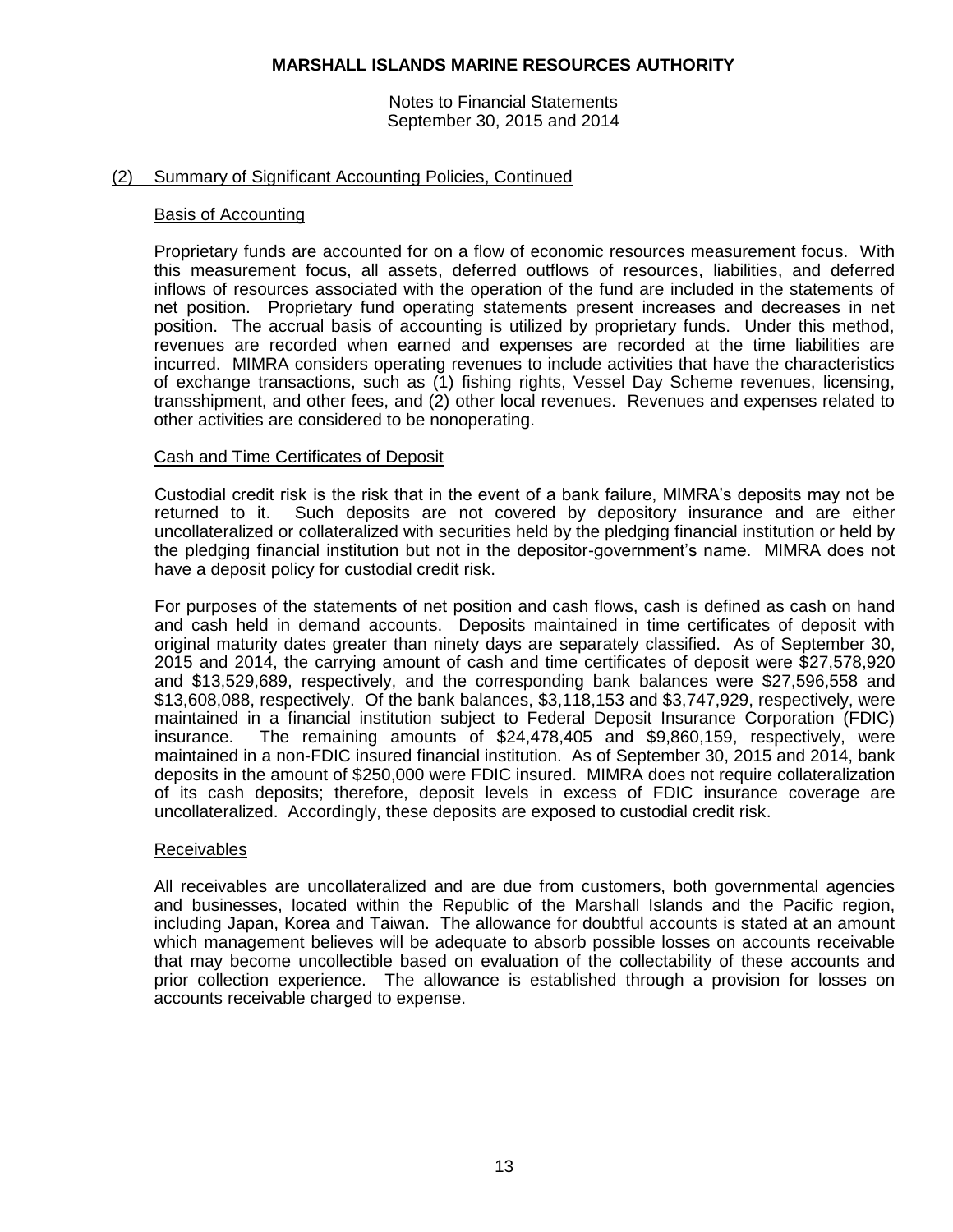## (2) Summary of Significant Accounting Policies, Continued

### Basis of Accounting

Proprietary funds are accounted for on a flow of economic resources measurement focus. With this measurement focus, all assets, deferred outflows of resources, liabilities, and deferred inflows of resources associated with the operation of the fund are included in the statements of net position. Proprietary fund operating statements present increases and decreases in net position. The accrual basis of accounting is utilized by proprietary funds. Under this method, revenues are recorded when earned and expenses are recorded at the time liabilities are incurred. MIMRA considers operating revenues to include activities that have the characteristics of exchange transactions, such as (1) fishing rights, Vessel Day Scheme revenues, licensing, transshipment, and other fees, and (2) other local revenues. Revenues and expenses related to other activities are considered to be nonoperating.

### Cash and Time Certificates of Deposit

Custodial credit risk is the risk that in the event of a bank failure, MIMRA's deposits may not be returned to it. Such deposits are not covered by depository insurance and are either uncollateralized or collateralized with securities held by the pledging financial institution or held by the pledging financial institution but not in the depositor-government's name. MIMRA does not have a deposit policy for custodial credit risk.

For purposes of the statements of net position and cash flows, cash is defined as cash on hand and cash held in demand accounts. Deposits maintained in time certificates of deposit with original maturity dates greater than ninety days are separately classified. As of September 30, 2015 and 2014, the carrying amount of cash and time certificates of deposit were $27,578,920 and $13,529,689, respectively, and the corresponding bank balances were $27,596,558 and $13,608,088, respectively. Of the bank balances, $3,118,153 and $3,747,929, respectively, were maintained in a financial institution subject to Federal Deposit Insurance Corporation (FDIC) insurance. The remaining amounts of $24,478,405 and $9,860,159, respectively, were maintained in a non-FDIC insured financial institution. As of September 30, 2015 and 2014, bank deposits in the amount of $250,000 were FDIC insured. MIMRA does not require collateralization of its cash deposits; therefore, deposit levels in excess of FDIC insurance coverage are uncollateralized. Accordingly, these deposits are exposed to custodial credit risk.

### Receivables

All receivables are uncollateralized and are due from customers, both governmental agencies and businesses, located within the Republic of the Marshall Islands and the Pacific region, including Japan, Korea and Taiwan. The allowance for doubtful accounts is stated at an amount which management believes will be adequate to absorb possible losses on accounts receivable that may become uncollectible based on evaluation of the collectability of these accounts and prior collection experience. The allowance is established through a provision for losses on accounts receivable charged to expense.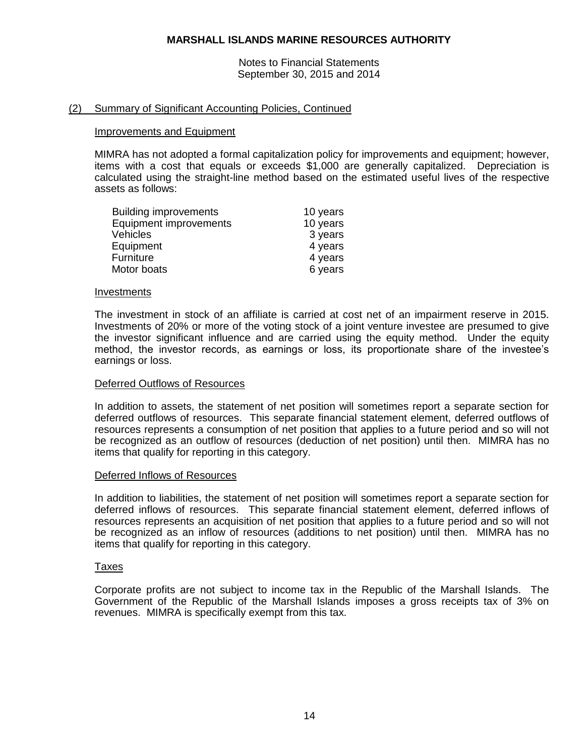## (2) Summary of Significant Accounting Policies, Continued

### Improvements and Equipment

MIMRA has not adopted a formal capitalization policy for improvements and equipment; however, items with a cost that equals or exceeds $1,000 are generally capitalized. Depreciation is calculated using the straight-line method based on the estimated useful lives of the respective assets as follows:

| | |
|---|---|
| Building improvements | 10 years |
| Equipment improvements | 10 years |
| Vehicles | 3 years |
| Equipment | 4 years |
| Furniture | 4 years |
| Motor boats | 6 years |

### Investments

The investment in stock of an affiliate is carried at cost net of an impairment reserve in 2015. Investments of 20% or more of the voting stock of a joint venture investee are presumed to give the investor significant influence and are carried using the equity method. Under the equity method, the investor records, as earnings or loss, its proportionate share of the investee's earnings or loss.

### Deferred Outflows of Resources

In addition to assets, the statement of net position will sometimes report a separate section for deferred outflows of resources. This separate financial statement element, deferred outflows of resources represents a consumption of net position that applies to a future period and so will not be recognized as an outflow of resources (deduction of net position) until then. MIMRA has no items that qualify for reporting in this category.

### Deferred Inflows of Resources

In addition to liabilities, the statement of net position will sometimes report a separate section for deferred inflows of resources. This separate financial statement element, deferred inflows of resources represents an acquisition of net position that applies to a future period and so will not be recognized as an inflow of resources (additions to net position) until then. MIMRA has no items that qualify for reporting in this category.

### Taxes

Corporate profits are not subject to income tax in the Republic of the Marshall Islands. The Government of the Republic of the Marshall Islands imposes a gross receipts tax of 3% on revenues. MIMRA is specifically exempt from this tax.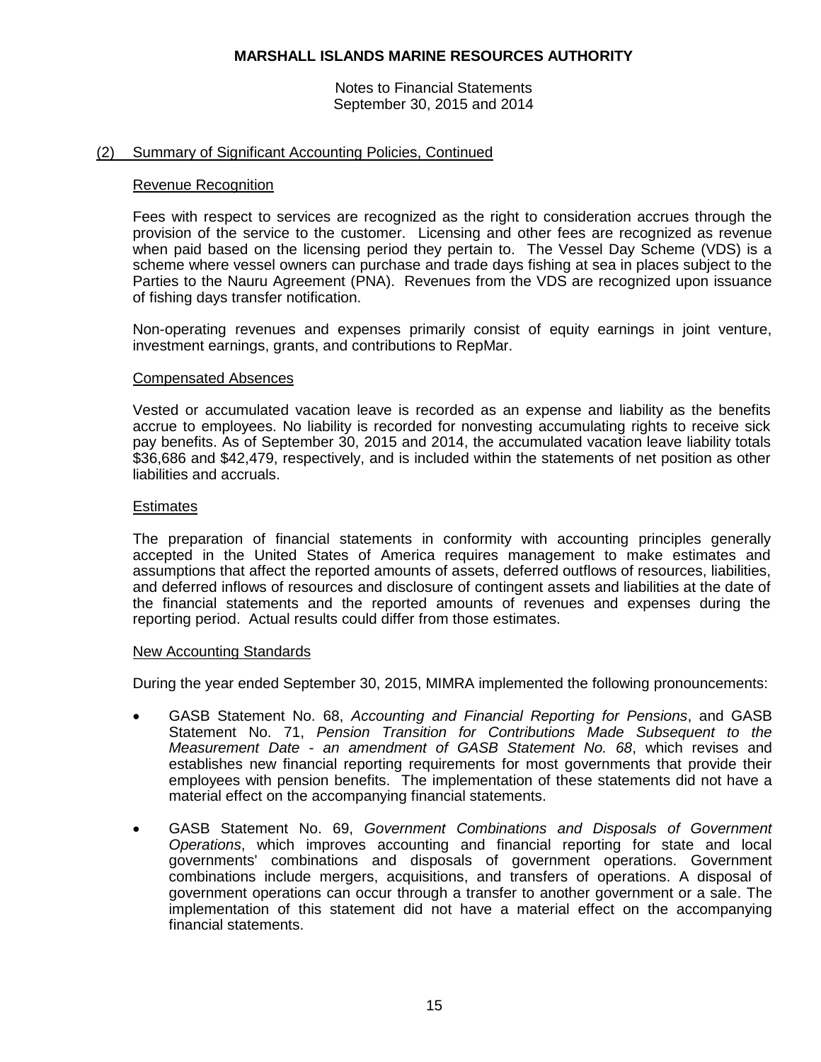# MARSHALL ISLANDS MARINE RESOURCES AUTHORITY

Notes to Financial Statements
September 30, 2015 and 2014

## (2) Summary of Significant Accounting Policies, Continued

### Revenue Recognition

Fees with respect to services are recognized as the right to consideration accrues through the provision of the service to the customer. Licensing and other fees are recognized as revenue when paid based on the licensing period they pertain to. The Vessel Day Scheme (VDS) is a scheme where vessel owners can purchase and trade days fishing at sea in places subject to the Parties to the Nauru Agreement (PNA). Revenues from the VDS are recognized upon issuance of fishing days transfer notification.

Non-operating revenues and expenses primarily consist of equity earnings in joint venture, investment earnings, grants, and contributions to RepMar.

### Compensated Absences

Vested or accumulated vacation leave is recorded as an expense and liability as the benefits accrue to employees. No liability is recorded for nonvesting accumulating rights to receive sick pay benefits. As of September 30, 2015 and 2014, the accumulated vacation leave liability totals $36,686 and $42,479, respectively, and is included within the statements of net position as other liabilities and accruals.

### Estimates

The preparation of financial statements in conformity with accounting principles generally accepted in the United States of America requires management to make estimates and assumptions that affect the reported amounts of assets, deferred outflows of resources, liabilities, and deferred inflows of resources and disclosure of contingent assets and liabilities at the date of the financial statements and the reported amounts of revenues and expenses during the reporting period. Actual results could differ from those estimates.

### New Accounting Standards

During the year ended September 30, 2015, MIMRA implemented the following pronouncements:

- GASB Statement No. 68, *Accounting and Financial Reporting for Pensions*, and GASB Statement No. 71, *Pension Transition for Contributions Made Subsequent to the Measurement Date - an amendment of GASB Statement No. 68*, which revises and establishes new financial reporting requirements for most governments that provide their employees with pension benefits. The implementation of these statements did not have a material effect on the accompanying financial statements.
- GASB Statement No. 69, *Government Combinations and Disposals of Government Operations*, which improves accounting and financial reporting for state and local governments' combinations and disposals of government operations. Government combinations include mergers, acquisitions, and transfers of operations. A disposal of government operations can occur through a transfer to another government or a sale. The implementation of this statement did not have a material effect on the accompanying financial statements.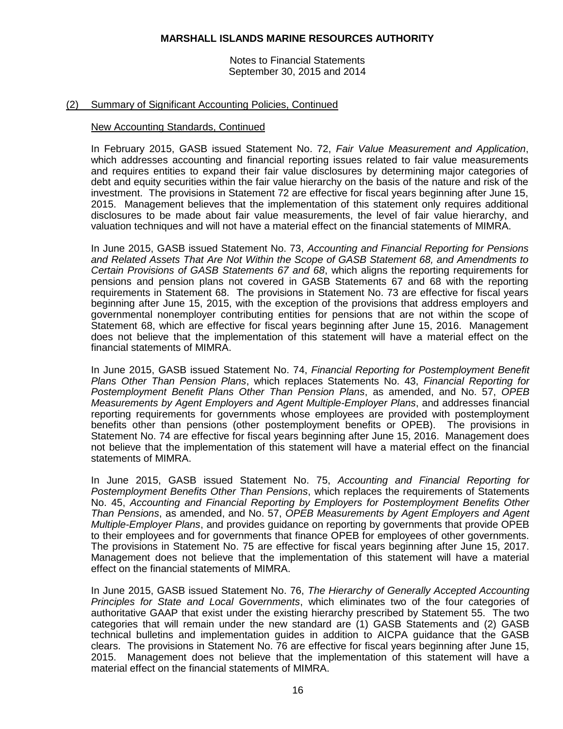## (2) Summary of Significant Accounting Policies, Continued

### New Accounting Standards, Continued

In February 2015, GASB issued Statement No. 72, *Fair Value Measurement and Application*, which addresses accounting and financial reporting issues related to fair value measurements and requires entities to expand their fair value disclosures by determining major categories of debt and equity securities within the fair value hierarchy on the basis of the nature and risk of the investment. The provisions in Statement 72 are effective for fiscal years beginning after June 15, 2015. Management believes that the implementation of this statement only requires additional disclosures to be made about fair value measurements, the level of fair value hierarchy, and valuation techniques and will not have a material effect on the financial statements of MIMRA.

In June 2015, GASB issued Statement No. 73, *Accounting and Financial Reporting for Pensions and Related Assets That Are Not Within the Scope of GASB Statement 68, and Amendments to Certain Provisions of GASB Statements 67 and 68*, which aligns the reporting requirements for pensions and pension plans not covered in GASB Statements 67 and 68 with the reporting requirements in Statement 68. The provisions in Statement No. 73 are effective for fiscal years beginning after June 15, 2015, with the exception of the provisions that address employers and governmental nonemployer contributing entities for pensions that are not within the scope of Statement 68, which are effective for fiscal years beginning after June 15, 2016. Management does not believe that the implementation of this statement will have a material effect on the financial statements of MIMRA.

In June 2015, GASB issued Statement No. 74, *Financial Reporting for Postemployment Benefit Plans Other Than Pension Plans*, which replaces Statements No. 43, *Financial Reporting for Postemployment Benefit Plans Other Than Pension Plans*, as amended, and No. 57, *OPEB Measurements by Agent Employers and Agent Multiple-Employer Plans*, and addresses financial reporting requirements for governments whose employees are provided with postemployment benefits other than pensions (other postemployment benefits or OPEB). The provisions in Statement No. 74 are effective for fiscal years beginning after June 15, 2016. Management does not believe that the implementation of this statement will have a material effect on the financial statements of MIMRA.

In June 2015, GASB issued Statement No. 75, *Accounting and Financial Reporting for Postemployment Benefits Other Than Pensions*, which replaces the requirements of Statements No. 45, *Accounting and Financial Reporting by Employers for Postemployment Benefits Other Than Pensions*, as amended, and No. 57, *OPEB Measurements by Agent Employers and Agent Multiple-Employer Plans*, and provides guidance on reporting by governments that provide OPEB to their employees and for governments that finance OPEB for employees of other governments. The provisions in Statement No. 75 are effective for fiscal years beginning after June 15, 2017. Management does not believe that the implementation of this statement will have a material effect on the financial statements of MIMRA.

In June 2015, GASB issued Statement No. 76, *The Hierarchy of Generally Accepted Accounting Principles for State and Local Governments*, which eliminates two of the four categories of authoritative GAAP that exist under the existing hierarchy prescribed by Statement 55. The two categories that will remain under the new standard are (1) GASB Statements and (2) GASB technical bulletins and implementation guides in addition to AICPA guidance that the GASB clears. The provisions in Statement No. 76 are effective for fiscal years beginning after June 15, 2015. Management does not believe that the implementation of this statement will have a material effect on the financial statements of MIMRA.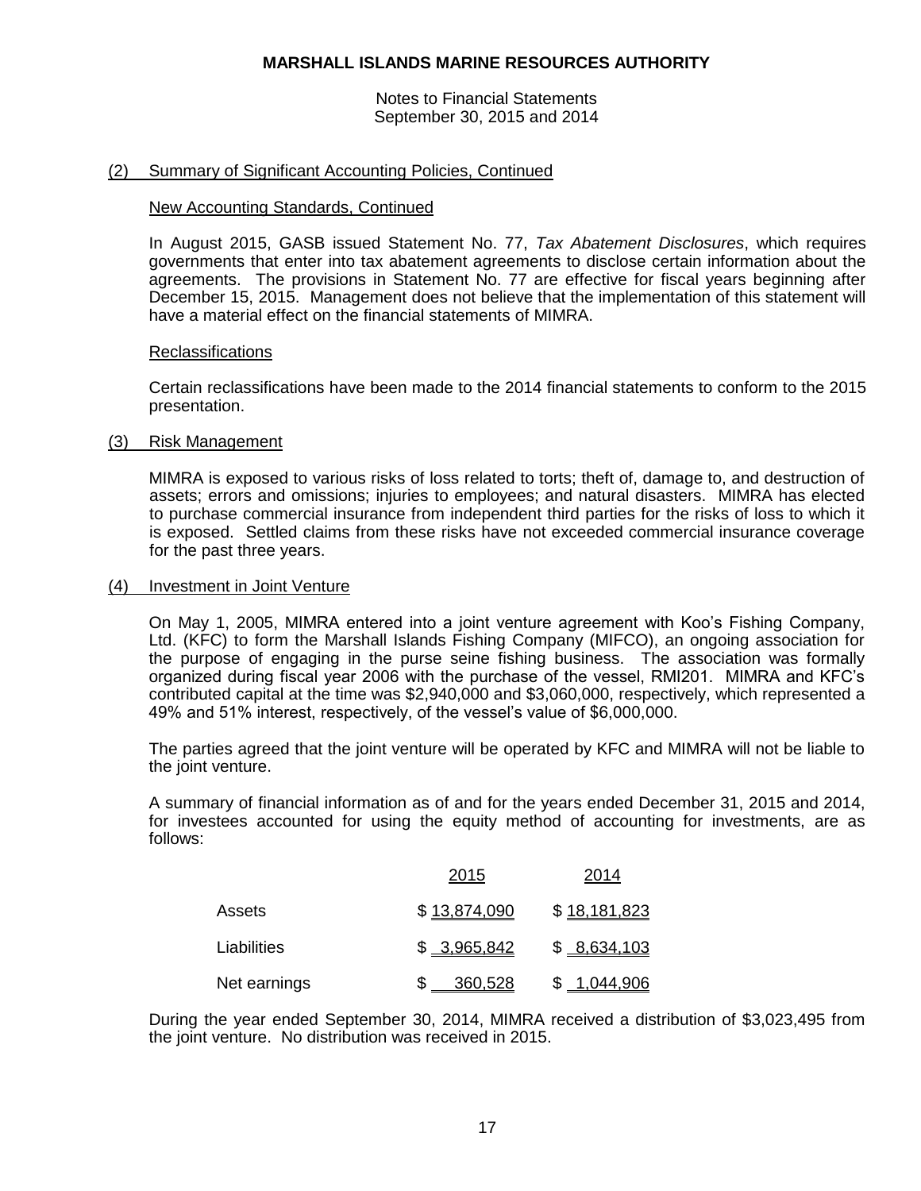## (2) Summary of Significant Accounting Policies, Continued

### New Accounting Standards, Continued

In August 2015, GASB issued Statement No. 77, *Tax Abatement Disclosures*, which requires governments that enter into tax abatement agreements to disclose certain information about the agreements. The provisions in Statement No. 77 are effective for fiscal years beginning after December 15, 2015. Management does not believe that the implementation of this statement will have a material effect on the financial statements of MIMRA.

### Reclassifications

Certain reclassifications have been made to the 2014 financial statements to conform to the 2015 presentation.

## (3) Risk Management

MIMRA is exposed to various risks of loss related to torts; theft of, damage to, and destruction of assets; errors and omissions; injuries to employees; and natural disasters. MIMRA has elected to purchase commercial insurance from independent third parties for the risks of loss to which it is exposed. Settled claims from these risks have not exceeded commercial insurance coverage for the past three years.

## (4) Investment in Joint Venture

On May 1, 2005, MIMRA entered into a joint venture agreement with Koo's Fishing Company, Ltd. (KFC) to form the Marshall Islands Fishing Company (MIFCO), an ongoing association for the purpose of engaging in the purse seine fishing business. The association was formally organized during fiscal year 2006 with the purchase of the vessel, RMI201. MIMRA and KFC's contributed capital at the time was $2,940,000 and $3,060,000, respectively, which represented a 49% and 51% interest, respectively, of the vessel's value of $6,000,000.

The parties agreed that the joint venture will be operated by KFC and MIMRA will not be liable to the joint venture.

A summary of financial information as of and for the years ended December 31, 2015 and 2014, for investees accounted for using the equity method of accounting for investments, are as follows:

| | 2015 | 2014 |
|---|---|---|
| Assets | $ 13,874,090 | $ 18,181,823 |
| Liabilities | $ 3,965,842 | $ 8,634,103 |
| Net earnings | $ 360,528 | $ 1,044,906 |

During the year ended September 30, 2014, MIMRA received a distribution of $3,023,495 from the joint venture. No distribution was received in 2015.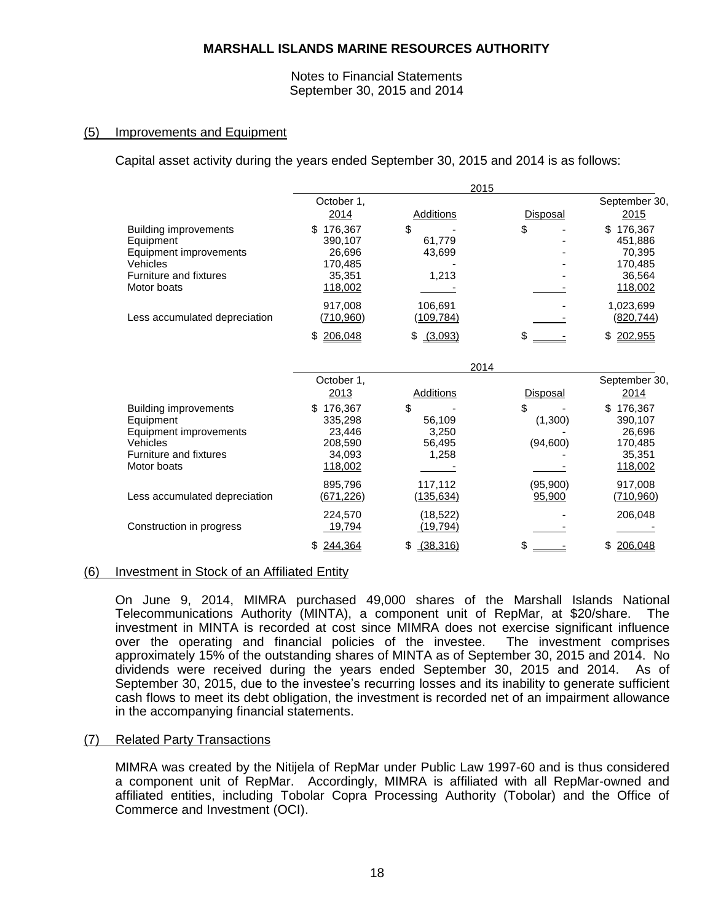MARSHALL ISLANDS MARINE RESOURCES AUTHORITY

Notes to Financial Statements
September 30, 2015 and 2014

## (5) Improvements and Equipment

Capital asset activity during the years ended September 30, 2015 and 2014 is as follows:

| | 2015 | | | |
|---|---|---|---|---|
| | October 1, 2014 | Additions | Disposal | September 30, 2015 |
| Building improvements | $ 176,367 | $ - | $ - | $ 176,367 |
| Equipment | 390,107 | 61,779 | - | 451,886 |
| Equipment improvements | 26,696 | 43,699 | - | 70,395 |
| Vehicles | 170,485 | - | - | 170,485 |
| Furniture and fixtures | 35,351 | 1,213 | - | 36,564 |
| Motor boats | 118,002 | - | - | 118,002 |
| | 917,008 | 106,691 | - | 1,023,699 |
| Less accumulated depreciation | (710,960) | (109,784) | - | (820,744) |
| | $ 206,048 | $ (3,093) | $ - | $ 202,955 |

| | 2014 | | | |
|---|---|---|---|---|
| | October 1, 2013 | Additions | Disposal | September 30, 2014 |
| Building improvements | $ 176,367 | $ - | $ - | $ 176,367 |
| Equipment | 335,298 | 56,109 | (1,300) | 390,107 |
| Equipment improvements | 23,446 | 3,250 | - | 26,696 |
| Vehicles | 208,590 | 56,495 | (94,600) | 170,485 |
| Furniture and fixtures | 34,093 | 1,258 | - | 35,351 |
| Motor boats | 118,002 | - | - | 118,002 |
| | 895,796 | 117,112 | (95,900) | 917,008 |
| Less accumulated depreciation | (671,226) | (135,634) | 95,900 | (710,960) |
| | 224,570 | (18,522) | - | 206,048 |
| Construction in progress | 19,794 | (19,794) | - | - |
| | $ 244,364 | $ (38,316) | $ - | $ 206,048 |

## (6) Investment in Stock of an Affiliated Entity

On June 9, 2014, MIMRA purchased 49,000 shares of the Marshall Islands National Telecommunications Authority (MINTA), a component unit of RepMar, at $20/share. The investment in MINTA is recorded at cost since MIMRA does not exercise significant influence over the operating and financial policies of the investee. The investment comprises approximately 15% of the outstanding shares of MINTA as of September 30, 2015 and 2014. No dividends were received during the years ended September 30, 2015 and 2014. As of September 30, 2015, due to the investee's recurring losses and its inability to generate sufficient cash flows to meet its debt obligation, the investment is recorded net of an impairment allowance in the accompanying financial statements.

## (7) Related Party Transactions

MIMRA was created by the Nitijela of RepMar under Public Law 1997-60 and is thus considered a component unit of RepMar. Accordingly, MIMRA is affiliated with all RepMar-owned and affiliated entities, including Tobolar Copra Processing Authority (Tobolar) and the Office of Commerce and Investment (OCI).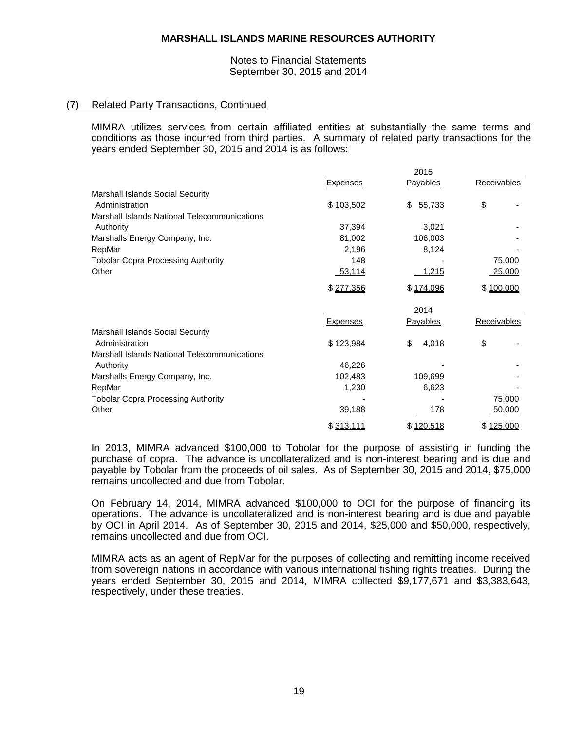**MARSHALL ISLANDS MARINE RESOURCES AUTHORITY**

Notes to Financial Statements
September 30, 2015 and 2014

## (7) Related Party Transactions, Continued

MIMRA utilizes services from certain affiliated entities at substantially the same terms and conditions as those incurred from third parties. A summary of related party transactions for the years ended September 30, 2015 and 2014 is as follows:

| | 2015 | | |
|---|---|---|---|
| | Expenses | Payables | Receivables |
| Marshall Islands Social Security Administration | $ 103,502 | $ 55,733 | $ - |
| Marshall Islands National Telecommunications Authority | 37,394 | 3,021 | - |
| Marshalls Energy Company, Inc. | 81,002 | 106,003 | - |
| RepMar | 2,196 | 8,124 | - |
| Tobolar Copra Processing Authority | 148 | - | 75,000 |
| Other | 53,114 | 1,215 | 25,000 |
| | $ 277,356 | $ 174,096 | $ 100,000 |

| | 2014 | | |
|---|---|---|---|
| | Expenses | Payables | Receivables |
| Marshall Islands Social Security Administration | $ 123,984 | $ 4,018 | $ - |
| Marshall Islands National Telecommunications Authority | 46,226 | - | - |
| Marshalls Energy Company, Inc. | 102,483 | 109,699 | - |
| RepMar | 1,230 | 6,623 | - |
| Tobolar Copra Processing Authority | - | - | 75,000 |
| Other | 39,188 | 178 | 50,000 |
| | $ 313,111 | $ 120,518 | $ 125,000 |

In 2013, MIMRA advanced $100,000 to Tobolar for the purpose of assisting in funding the purchase of copra. The advance is uncollateralized and is non-interest bearing and is due and payable by Tobolar from the proceeds of oil sales. As of September 30, 2015 and 2014, $75,000 remains uncollected and due from Tobolar.

On February 14, 2014, MIMRA advanced $100,000 to OCI for the purpose of financing its operations. The advance is uncollateralized and is non-interest bearing and is due and payable by OCI in April 2014. As of September 30, 2015 and 2014, $25,000 and $50,000, respectively, remains uncollected and due from OCI.

MIMRA acts as an agent of RepMar for the purposes of collecting and remitting income received from sovereign nations in accordance with various international fishing rights treaties. During the years ended September 30, 2015 and 2014, MIMRA collected $9,177,671 and $3,383,643, respectively, under these treaties.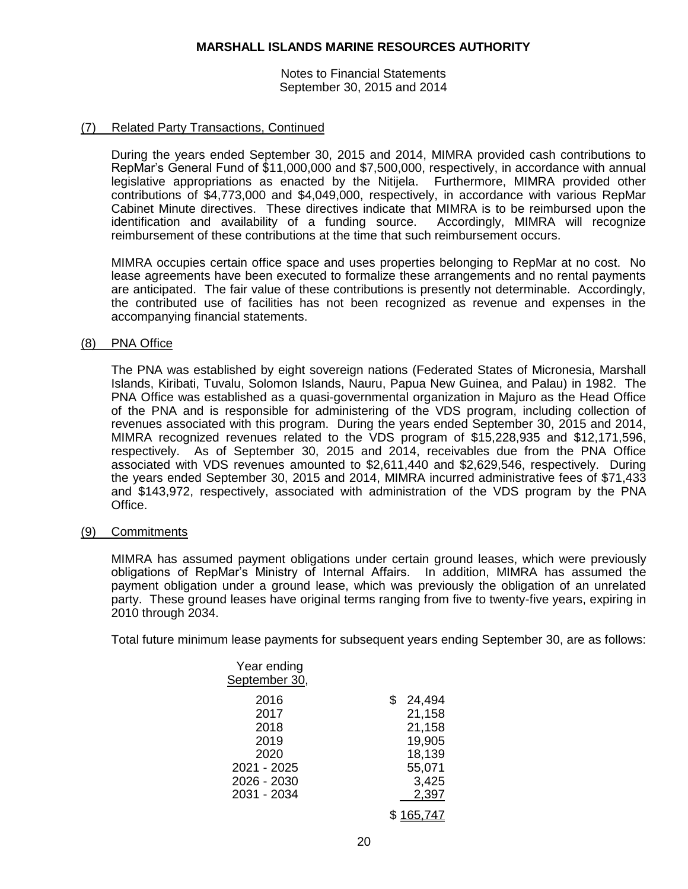## (7) Related Party Transactions, Continued

During the years ended September 30, 2015 and 2014, MIMRA provided cash contributions to RepMar's General Fund of $11,000,000 and $7,500,000, respectively, in accordance with annual legislative appropriations as enacted by the Nitijela. Furthermore, MIMRA provided other contributions of $4,773,000 and $4,049,000, respectively, in accordance with various RepMar Cabinet Minute directives. These directives indicate that MIMRA is to be reimbursed upon the identification and availability of a funding source. Accordingly, MIMRA will recognize reimbursement of these contributions at the time that such reimbursement occurs.

MIMRA occupies certain office space and uses properties belonging to RepMar at no cost. No lease agreements have been executed to formalize these arrangements and no rental payments are anticipated. The fair value of these contributions is presently not determinable. Accordingly, the contributed use of facilities has not been recognized as revenue and expenses in the accompanying financial statements.

## (8) PNA Office

The PNA was established by eight sovereign nations (Federated States of Micronesia, Marshall Islands, Kiribati, Tuvalu, Solomon Islands, Nauru, Papua New Guinea, and Palau) in 1982. The PNA Office was established as a quasi-governmental organization in Majuro as the Head Office of the PNA and is responsible for administering of the VDS program, including collection of revenues associated with this program. During the years ended September 30, 2015 and 2014, MIMRA recognized revenues related to the VDS program of $15,228,935 and $12,171,596, respectively. As of September 30, 2015 and 2014, receivables due from the PNA Office associated with VDS revenues amounted to $2,611,440 and $2,629,546, respectively. During the years ended September 30, 2015 and 2014, MIMRA incurred administrative fees of $71,433 and $143,972, respectively, associated with administration of the VDS program by the PNA Office.

## (9) Commitments

MIMRA has assumed payment obligations under certain ground leases, which were previously obligations of RepMar's Ministry of Internal Affairs. In addition, MIMRA has assumed the payment obligation under a ground lease, which was previously the obligation of an unrelated party. These ground leases have original terms ranging from five to twenty-five years, expiring in 2010 through 2034.

Total future minimum lease payments for subsequent years ending September 30, are as follows:

| Year ending September 30, | |
|---|---|
| 2016 | $ 24,494 |
| 2017 | 21,158 |
| 2018 | 21,158 |
| 2019 | 19,905 |
| 2020 | 18,139 |
| 2021 - 2025 | 55,071 |
| 2026 - 2030 | 3,425 |
| 2031 - 2034 | 2,397 |
| | $ 165,747 |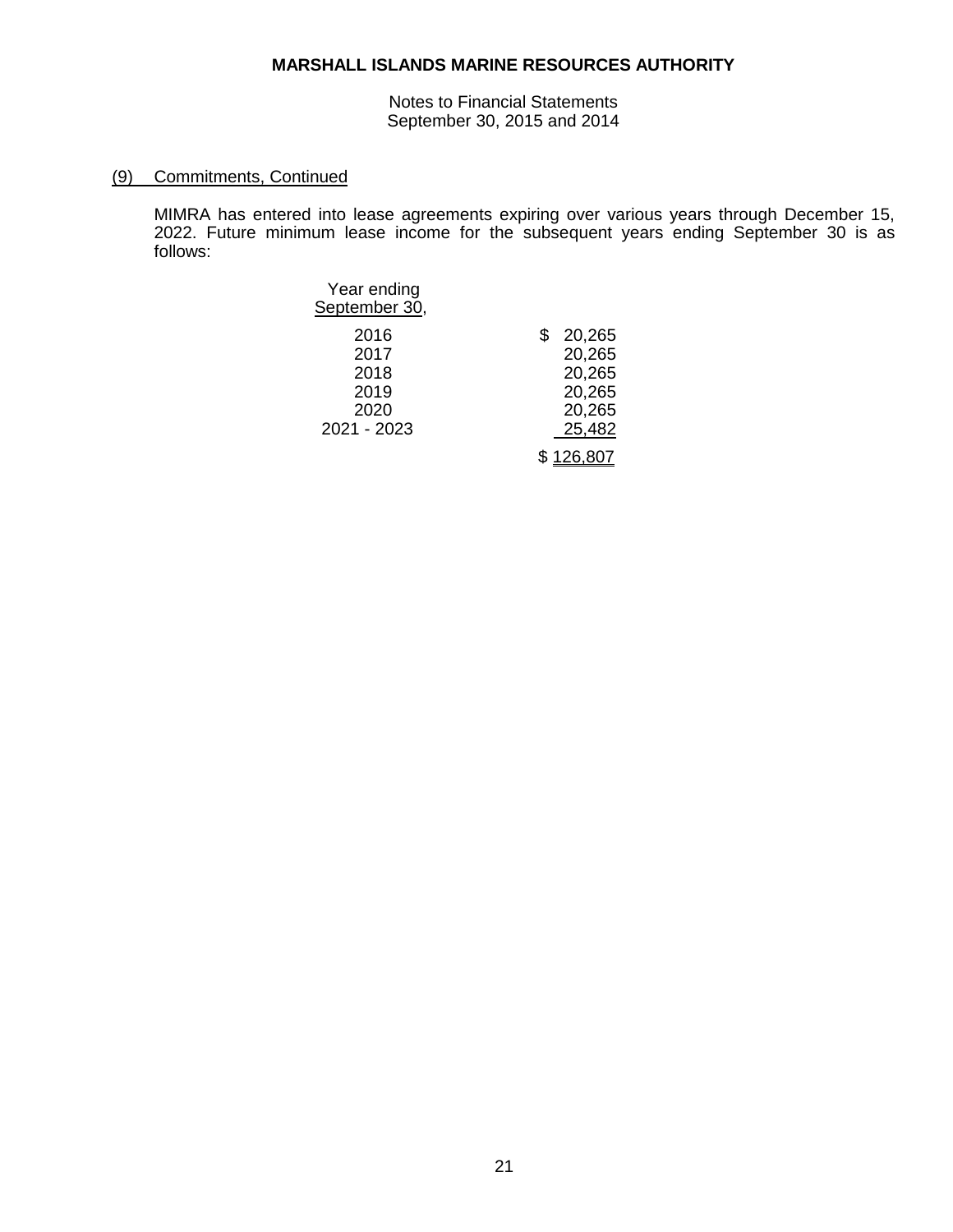**MARSHALL ISLANDS MARINE RESOURCES AUTHORITY**

Notes to Financial Statements
September 30, 2015 and 2014

(9) Commitments, Continued

MIMRA has entered into lease agreements expiring over various years through December 15, 2022. Future minimum lease income for the subsequent years ending September 30 is as follows:

| Year ending September 30, | |
|---|---|
| 2016 | $ 20,265 |
| 2017 | 20,265 |
| 2018 | 20,265 |
| 2019 | 20,265 |
| 2020 | 20,265 |
| 2021 - 2023 | 25,482 |
| | $ 126,807 |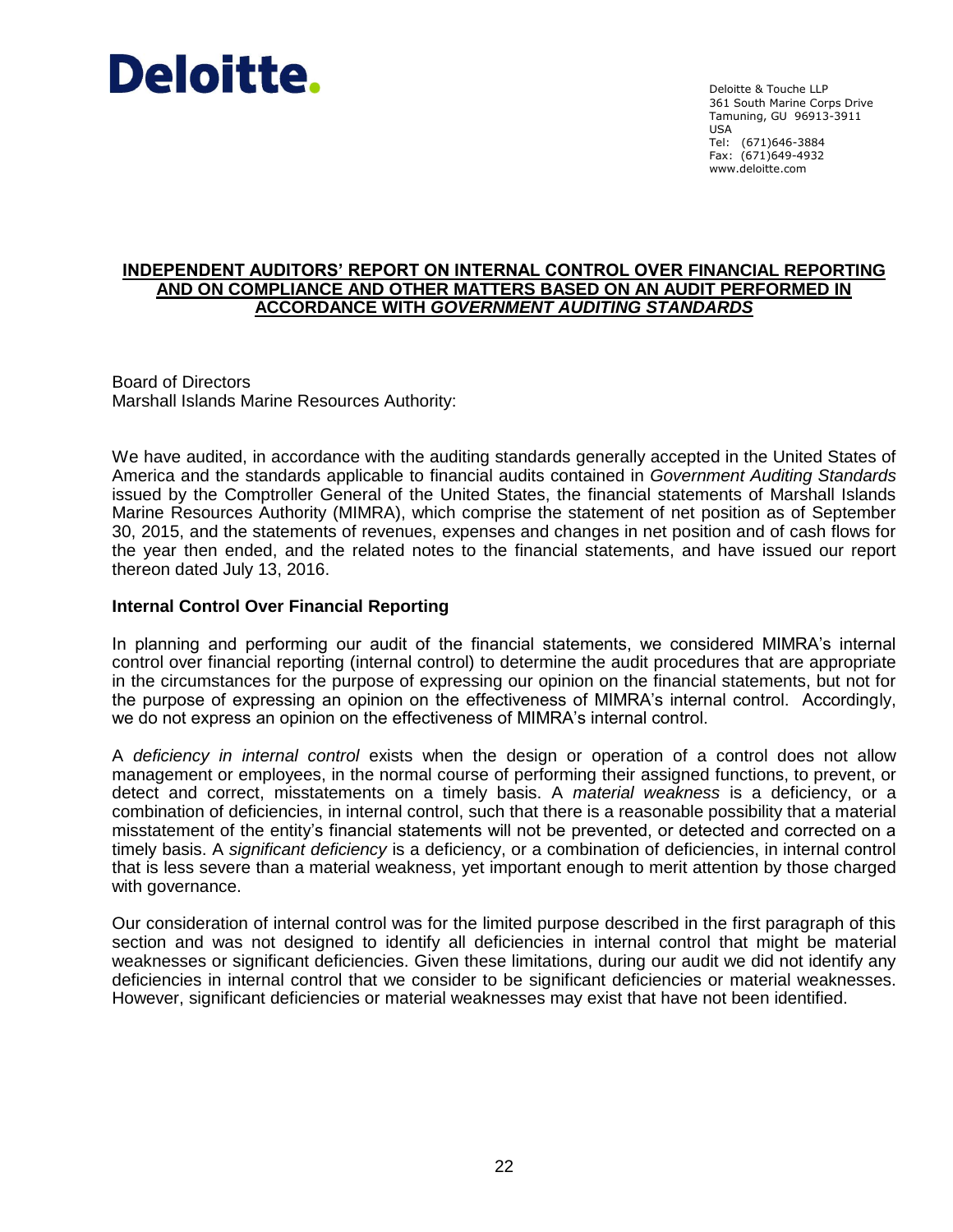Deloitte.

Deloitte & Touche LLP
361 South Marine Corps Drive
Tamuning, GU 96913-3911
USA
Tel: (671)646-3884
Fax: (671)649-4932
www.deloitte.com

## INDEPENDENT AUDITORS' REPORT ON INTERNAL CONTROL OVER FINANCIAL REPORTING AND ON COMPLIANCE AND OTHER MATTERS BASED ON AN AUDIT PERFORMED IN ACCORDANCE WITH *GOVERNMENT AUDITING STANDARDS*

Board of Directors
Marshall Islands Marine Resources Authority:

We have audited, in accordance with the auditing standards generally accepted in the United States of America and the standards applicable to financial audits contained in *Government Auditing Standards* issued by the Comptroller General of the United States, the financial statements of Marshall Islands Marine Resources Authority (MIMRA), which comprise the statement of net position as of September 30, 2015, and the statements of revenues, expenses and changes in net position and of cash flows for the year then ended, and the related notes to the financial statements, and have issued our report thereon dated July 13, 2016.

**Internal Control Over Financial Reporting**

In planning and performing our audit of the financial statements, we considered MIMRA's internal control over financial reporting (internal control) to determine the audit procedures that are appropriate in the circumstances for the purpose of expressing our opinion on the financial statements, but not for the purpose of expressing an opinion on the effectiveness of MIMRA's internal control. Accordingly, we do not express an opinion on the effectiveness of MIMRA's internal control.

A *deficiency in internal control* exists when the design or operation of a control does not allow management or employees, in the normal course of performing their assigned functions, to prevent, or detect and correct, misstatements on a timely basis. A *material weakness* is a deficiency, or a combination of deficiencies, in internal control, such that there is a reasonable possibility that a material misstatement of the entity's financial statements will not be prevented, or detected and corrected on a timely basis. A *significant deficiency* is a deficiency, or a combination of deficiencies, in internal control that is less severe than a material weakness, yet important enough to merit attention by those charged with governance.

Our consideration of internal control was for the limited purpose described in the first paragraph of this section and was not designed to identify all deficiencies in internal control that might be material weaknesses or significant deficiencies. Given these limitations, during our audit we did not identify any deficiencies in internal control that we consider to be significant deficiencies or material weaknesses. However, significant deficiencies or material weaknesses may exist that have not been identified.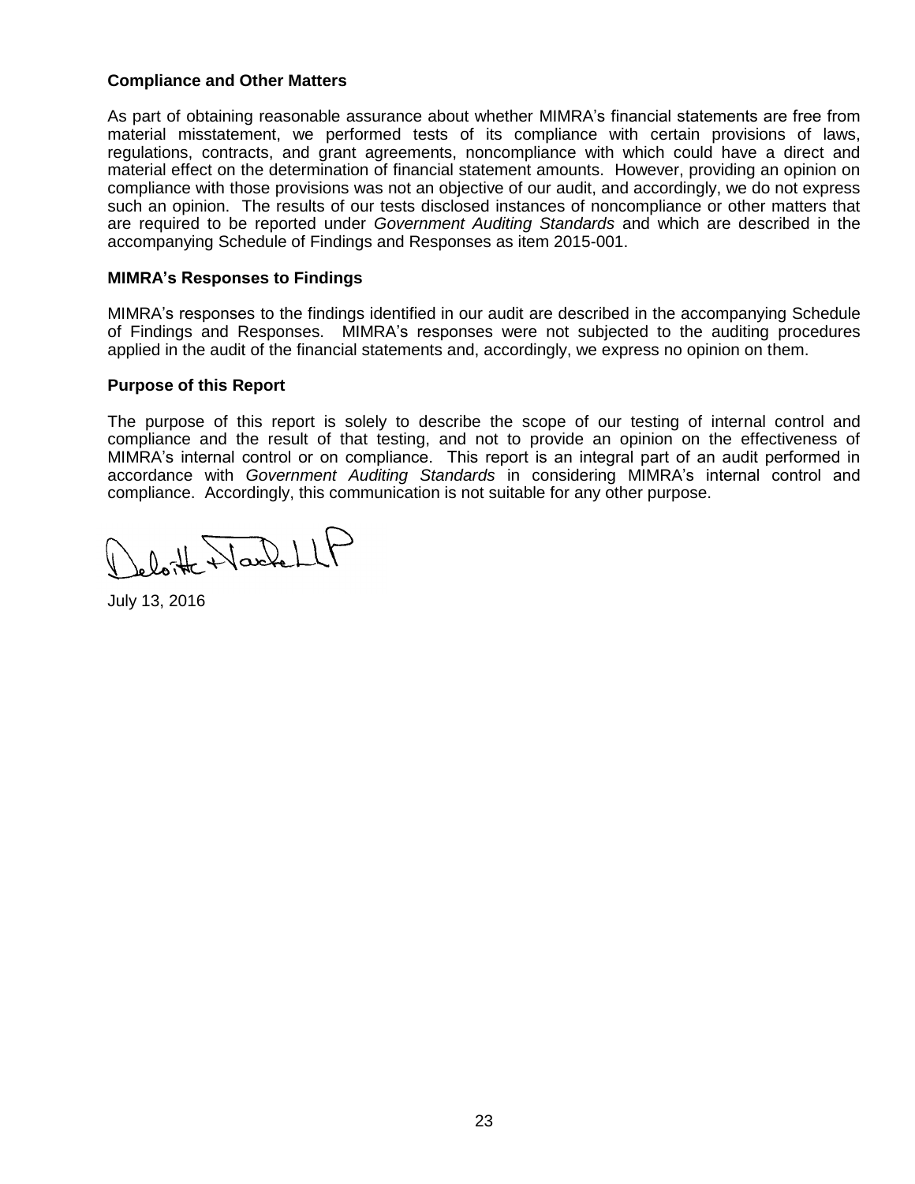**Compliance and Other Matters**

As part of obtaining reasonable assurance about whether MIMRA's financial statements are free from material misstatement, we performed tests of its compliance with certain provisions of laws, regulations, contracts, and grant agreements, noncompliance with which could have a direct and material effect on the determination of financial statement amounts. However, providing an opinion on compliance with those provisions was not an objective of our audit, and accordingly, we do not express such an opinion. The results of our tests disclosed instances of noncompliance or other matters that are required to be reported under *Government Auditing Standards* and which are described in the accompanying Schedule of Findings and Responses as item 2015-001.

**MIMRA's Responses to Findings**

MIMRA's responses to the findings identified in our audit are described in the accompanying Schedule of Findings and Responses. MIMRA's responses were not subjected to the auditing procedures applied in the audit of the financial statements and, accordingly, we express no opinion on them.

**Purpose of this Report**

The purpose of this report is solely to describe the scope of our testing of internal control and compliance and the result of that testing, and not to provide an opinion on the effectiveness of MIMRA's internal control or on compliance. This report is an integral part of an audit performed in accordance with *Government Auditing Standards* in considering MIMRA's internal control and compliance. Accordingly, this communication is not suitable for any other purpose.

Deloitte + Touche LLP

July 13, 2016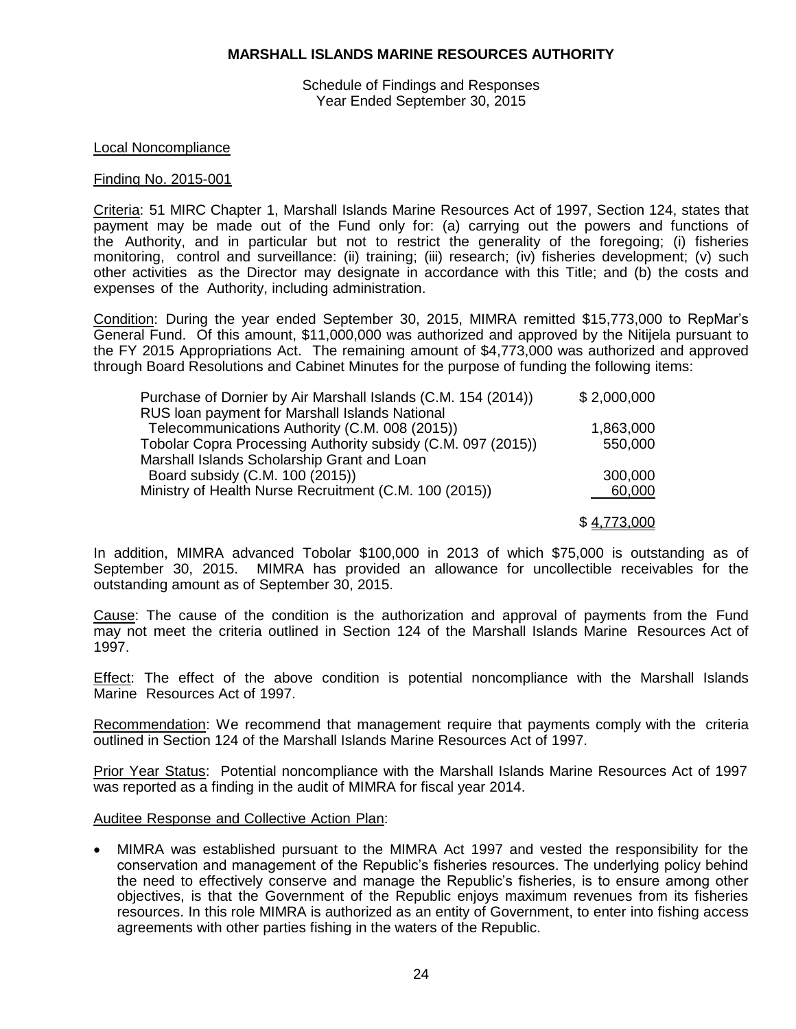**MARSHALL ISLANDS MARINE RESOURCES AUTHORITY**

Schedule of Findings and Responses
Year Ended September 30, 2015

Local Noncompliance

Finding No. 2015-001

Criteria: 51 MIRC Chapter 1, Marshall Islands Marine Resources Act of 1997, Section 124, states that payment may be made out of the Fund only for: (a) carrying out the powers and functions of the Authority, and in particular but not to restrict the generality of the foregoing; (i) fisheries monitoring, control and surveillance: (ii) training; (iii) research; (iv) fisheries development; (v) such other activities as the Director may designate in accordance with this Title; and (b) the costs and expenses of the Authority, including administration.

Condition: During the year ended September 30, 2015, MIMRA remitted $15,773,000 to RepMar's General Fund. Of this amount, $11,000,000 was authorized and approved by the Nitijela pursuant to the FY 2015 Appropriations Act. The remaining amount of $4,773,000 was authorized and approved through Board Resolutions and Cabinet Minutes for the purpose of funding the following items:

| | |
|---|---:|
| Purchase of Dornier by Air Marshall Islands (C.M. 154 (2014)) | $ 2,000,000 |
| RUS loan payment for Marshall Islands National Telecommunications Authority (C.M. 008 (2015)) | 1,863,000 |
| Tobolar Copra Processing Authority subsidy (C.M. 097 (2015)) | 550,000 |
| Marshall Islands Scholarship Grant and Loan Board subsidy (C.M. 100 (2015)) | 300,000 |
| Ministry of Health Nurse Recruitment (C.M. 100 (2015)) | 60,000 |
| | $ 4,773,000 |

In addition, MIMRA advanced Tobolar $100,000 in 2013 of which $75,000 is outstanding as of September 30, 2015. MIMRA has provided an allowance for uncollectible receivables for the outstanding amount as of September 30, 2015.

Cause: The cause of the condition is the authorization and approval of payments from the Fund may not meet the criteria outlined in Section 124 of the Marshall Islands Marine Resources Act of 1997.

Effect: The effect of the above condition is potential noncompliance with the Marshall Islands Marine Resources Act of 1997.

Recommendation: We recommend that management require that payments comply with the criteria outlined in Section 124 of the Marshall Islands Marine Resources Act of 1997.

Prior Year Status: Potential noncompliance with the Marshall Islands Marine Resources Act of 1997 was reported as a finding in the audit of MIMRA for fiscal year 2014.

Auditee Response and Collective Action Plan:

- MIMRA was established pursuant to the MIMRA Act 1997 and vested the responsibility for the conservation and management of the Republic's fisheries resources. The underlying policy behind the need to effectively conserve and manage the Republic's fisheries, is to ensure among other objectives, is that the Government of the Republic enjoys maximum revenues from its fisheries resources. In this role MIMRA is authorized as an entity of Government, to enter into fishing access agreements with other parties fishing in the waters of the Republic.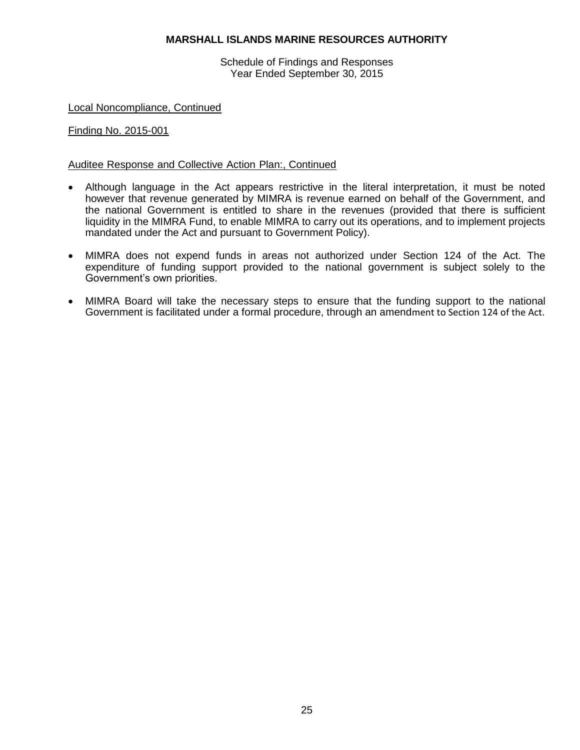Local Noncompliance, Continued

Finding No. 2015-001

Auditee Response and Collective Action Plan:, Continued

- Although language in the Act appears restrictive in the literal interpretation, it must be noted however that revenue generated by MIMRA is revenue earned on behalf of the Government, and the national Government is entitled to share in the revenues (provided that there is sufficient liquidity in the MIMRA Fund, to enable MIMRA to carry out its operations, and to implement projects mandated under the Act and pursuant to Government Policy).

- MIMRA does not expend funds in areas not authorized under Section 124 of the Act. The expenditure of funding support provided to the national government is subject solely to the Government's own priorities.

- MIMRA Board will take the necessary steps to ensure that the funding support to the national Government is facilitated under a formal procedure, through an amendment to Section 124 of the Act.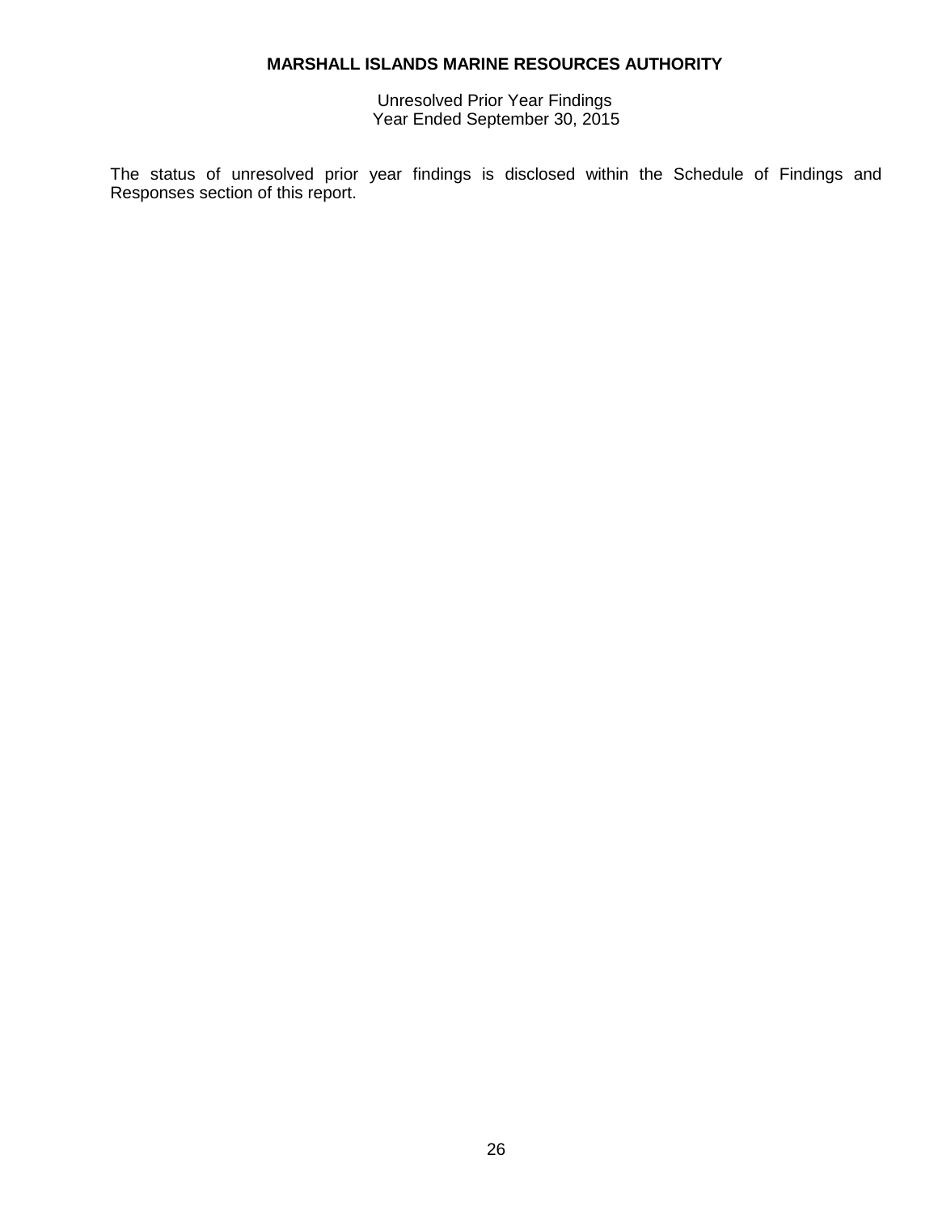**MARSHALL ISLANDS MARINE RESOURCES AUTHORITY**

Unresolved Prior Year Findings
Year Ended September 30, 2015

The status of unresolved prior year findings is disclosed within the Schedule of Findings and Responses section of this report.